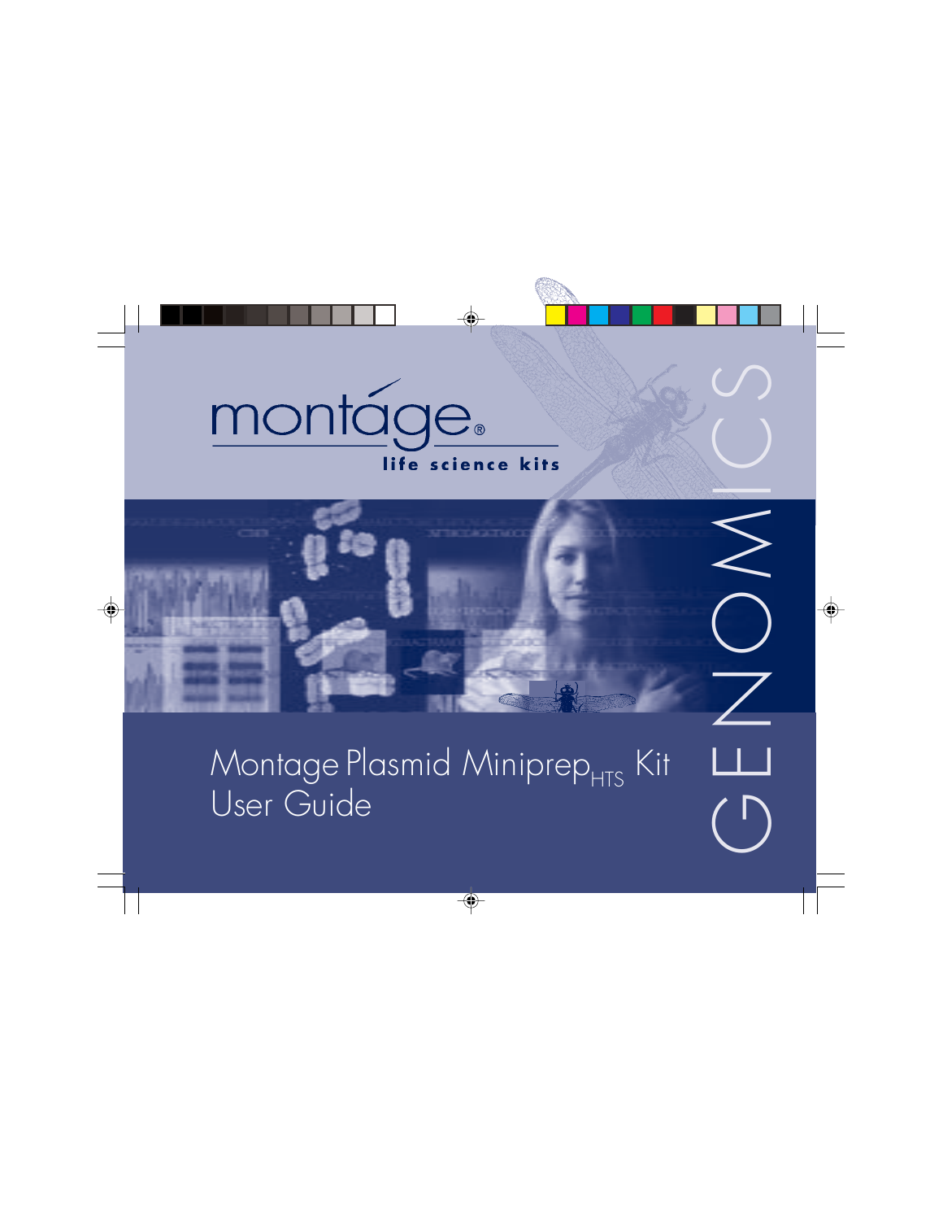montáge®

life science kits

# Montage Plasmid Miniprep$_{HTS}$ Kit User Guide

GENOMICS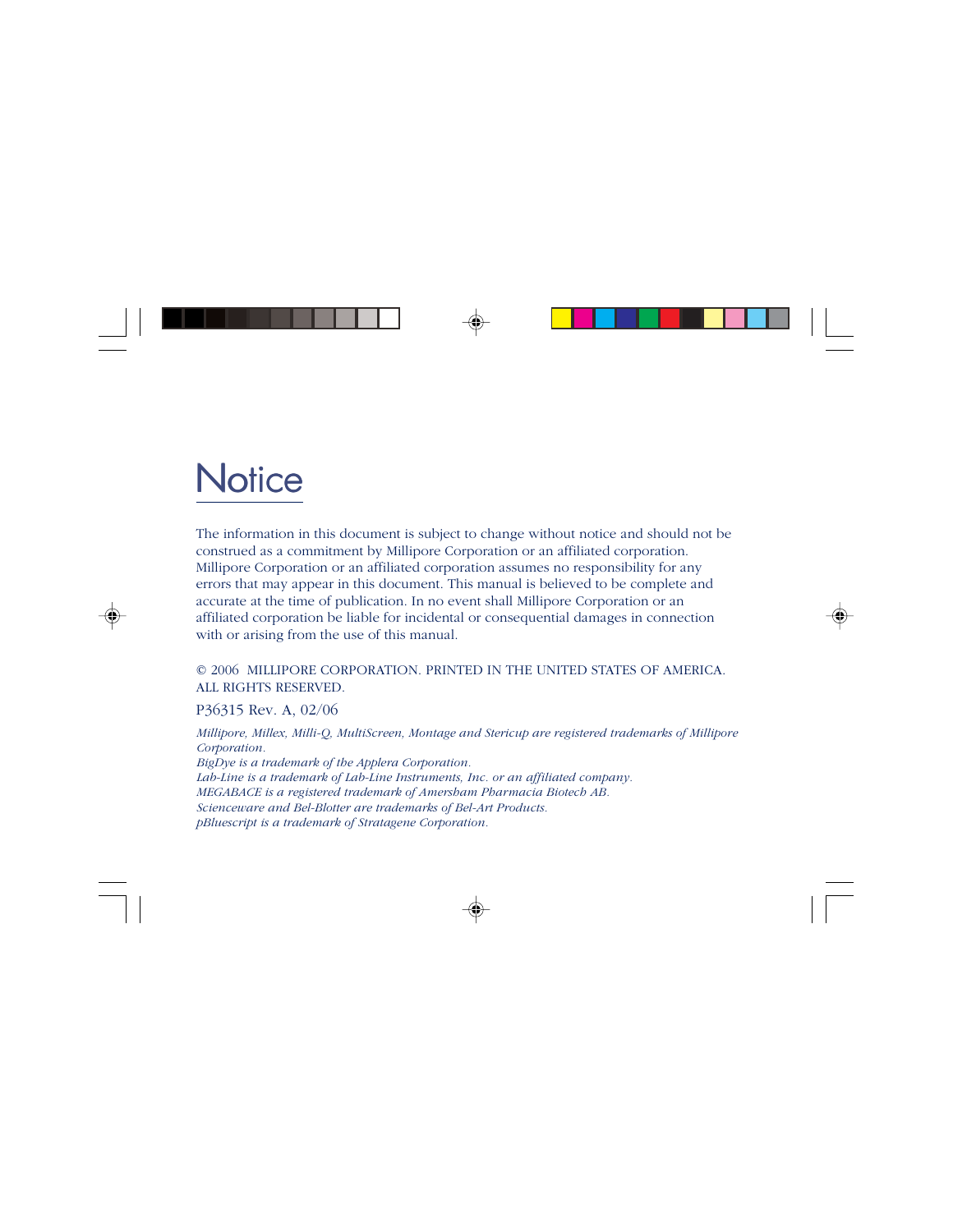# Notice

The information in this document is subject to change without notice and should not be construed as a commitment by Millipore Corporation or an affiliated corporation. Millipore Corporation or an affiliated corporation assumes no responsibility for any errors that may appear in this document. This manual is believed to be complete and accurate at the time of publication. In no event shall Millipore Corporation or an affiliated corporation be liable for incidental or consequential damages in connection with or arising from the use of this manual.

© 2006 MILLIPORE CORPORATION. PRINTED IN THE UNITED STATES OF AMERICA. ALL RIGHTS RESERVED.

P36315 Rev. A, 02/06

*Millipore, Millex, Milli-Q, MultiScreen, Montage and Stericup are registered trademarks of Millipore Corporation.*
*BigDye is a trademark of the Applera Corporation.*
*Lab-Line is a trademark of Lab-Line Instruments, Inc. or an affiliated company.*
*MEGABACE is a registered trademark of Amersham Pharmacia Biotech AB.*
*Scienceware and Bel-Blotter are trademarks of Bel-Art Products.*
*pBluescript is a trademark of Stratagene Corporation.*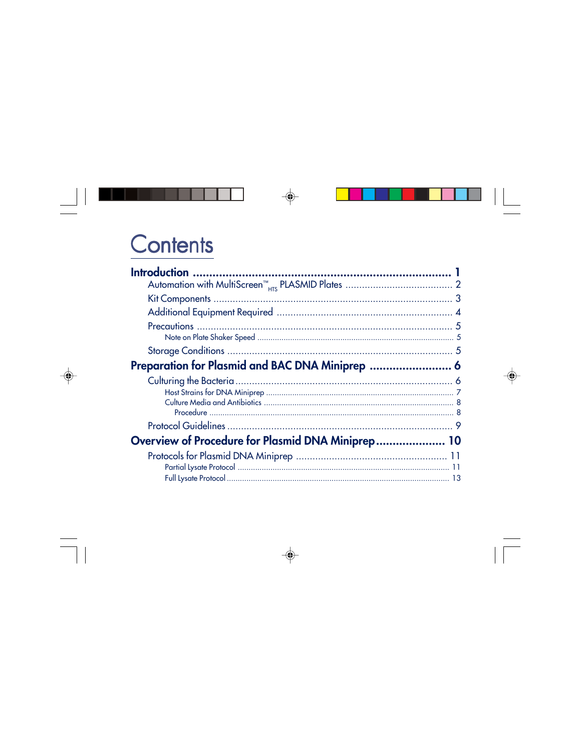# Contents

**Introduction** .......... **1**

- Automation with MultiScreen™$_{HTS}$ PLASMID Plates .......... 2
- Kit Components .......... 3
- Additional Equipment Required .......... 4
- Precautions .......... 5
  - Note on Plate Shaker Speed .......... 5
- Storage Conditions .......... 5

**Preparation for Plasmid and BAC DNA Miniprep** .......... **6**

- Culturing the Bacteria .......... 6
  - Host Strains for DNA Miniprep .......... 7
  - Culture Media and Antibiotics .......... 8
    - Procedure .......... 8
- Protocol Guidelines .......... 9

**Overview of Procedure for Plasmid DNA Miniprep** .......... **10**

- Protocols for Plasmid DNA Miniprep .......... 11
  - Partial Lysate Protocol .......... 11
  - Full Lysate Protocol .......... 13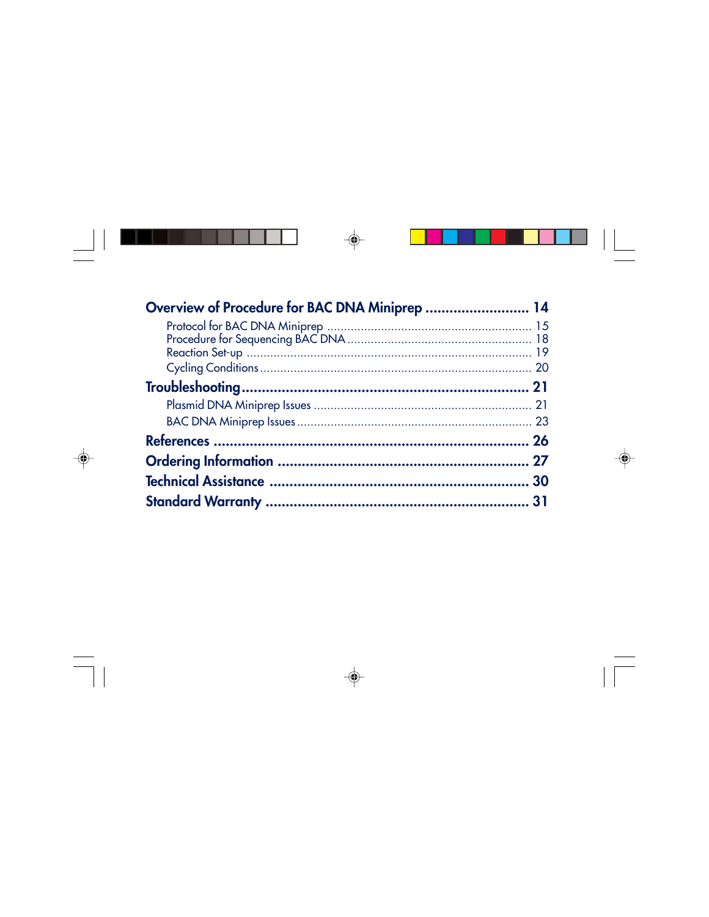**Overview of Procedure for BAC DNA Miniprep .......................... 14**

Protocol for BAC DNA Miniprep ............................................................ 15
Procedure for Sequencing BAC DNA ...................................................... 18
Reaction Set-up .................................................................................... 19
Cycling Conditions ................................................................................ 20

**Troubleshooting ..................................................................... 21**

Plasmid DNA Miniprep Issues ................................................................ 21
BAC DNA Miniprep Issues ..................................................................... 23

**References ............................................................................. 26**

**Ordering Information .............................................................. 27**

**Technical Assistance ................................................................ 30**

**Standard Warranty .................................................................. 31**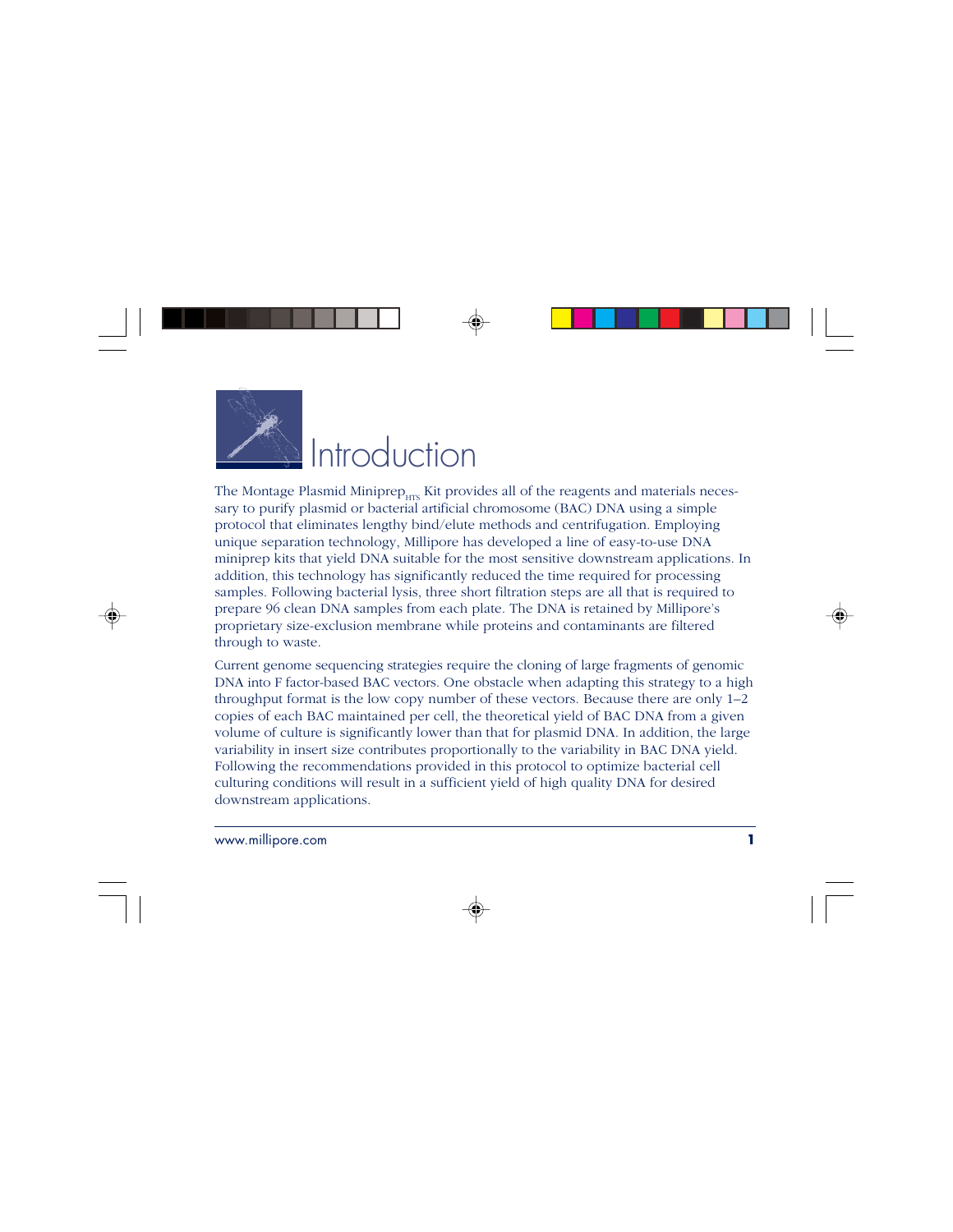# Introduction

The Montage Plasmid Miniprep$_{HTS}$ Kit provides all of the reagents and materials necessary to purify plasmid or bacterial artificial chromosome (BAC) DNA using a simple protocol that eliminates lengthy bind/elute methods and centrifugation. Employing unique separation technology, Millipore has developed a line of easy-to-use DNA miniprep kits that yield DNA suitable for the most sensitive downstream applications. In addition, this technology has significantly reduced the time required for processing samples. Following bacterial lysis, three short filtration steps are all that is required to prepare 96 clean DNA samples from each plate. The DNA is retained by Millipore's proprietary size-exclusion membrane while proteins and contaminants are filtered through to waste.

Current genome sequencing strategies require the cloning of large fragments of genomic DNA into F factor-based BAC vectors. One obstacle when adapting this strategy to a high throughput format is the low copy number of these vectors. Because there are only 1–2 copies of each BAC maintained per cell, the theoretical yield of BAC DNA from a given volume of culture is significantly lower than that for plasmid DNA. In addition, the large variability in insert size contributes proportionally to the variability in BAC DNA yield. Following the recommendations provided in this protocol to optimize bacterial cell culturing conditions will result in a sufficient yield of high quality DNA for desired downstream applications.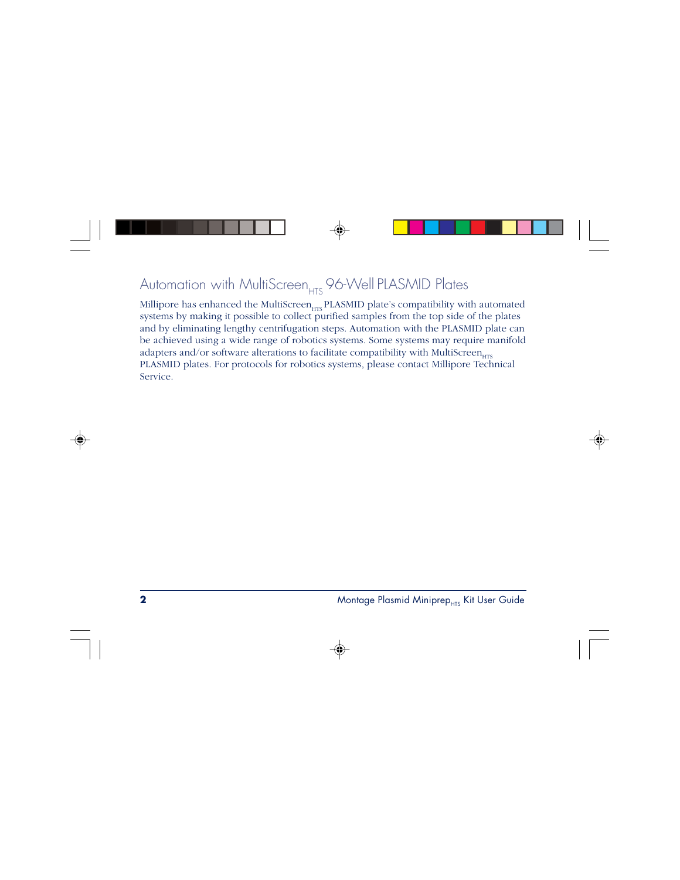## Automation with MultiScreen$_{HTS}$ 96-Well PLASMID Plates

Millipore has enhanced the MultiScreen$_{HTS}$ PLASMID plate's compatibility with automated systems by making it possible to collect purified samples from the top side of the plates and by eliminating lengthy centrifugation steps. Automation with the PLASMID plate can be achieved using a wide range of robotics systems. Some systems may require manifold adapters and/or software alterations to facilitate compatibility with MultiScreen$_{HTS}$ PLASMID plates. For protocols for robotics systems, please contact Millipore Technical Service.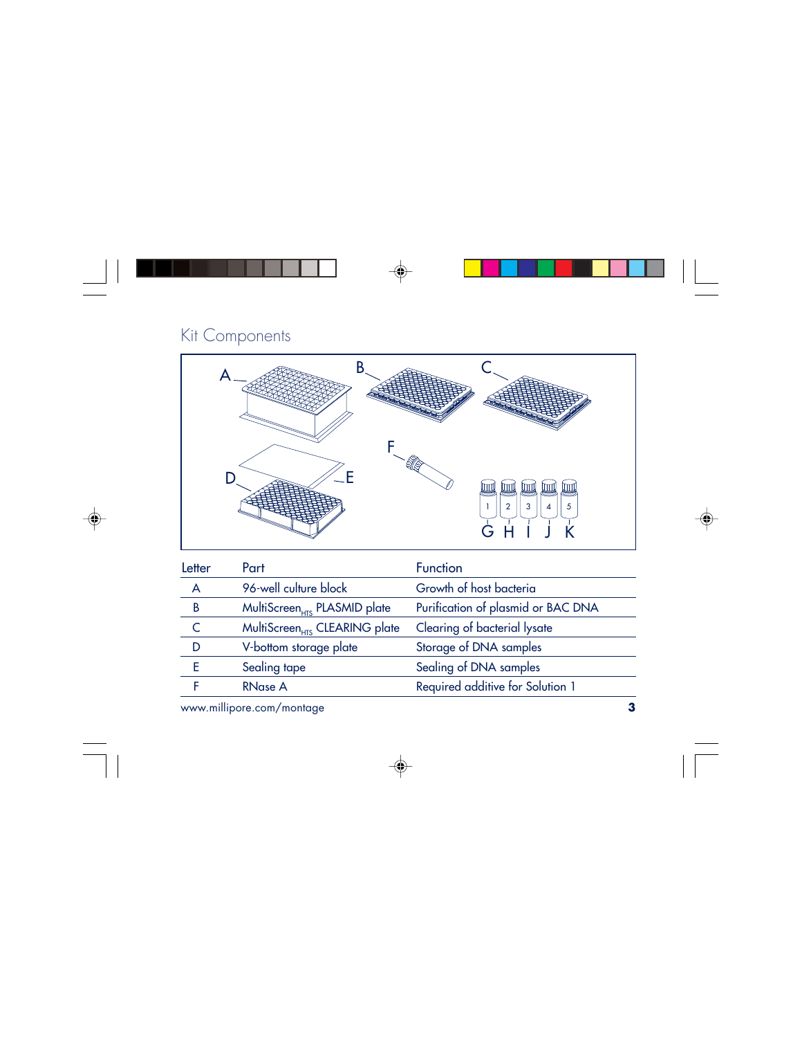## Kit Components

A B C D E F G H I J K

| Letter | Part | Function |
|---|---|---|
| A | 96-well culture block | Growth of host bacteria |
| B | MultiScreen$_{HTS}$ PLASMID plate | Purification of plasmid or BAC DNA |
| C | MultiScreen$_{HTS}$ CLEARING plate | Clearing of bacterial lysate |
| D | V-bottom storage plate | Storage of DNA samples |
| E | Sealing tape | Sealing of DNA samples |
| F | RNase A | Required additive for Solution 1 |

www.millipore.com/montage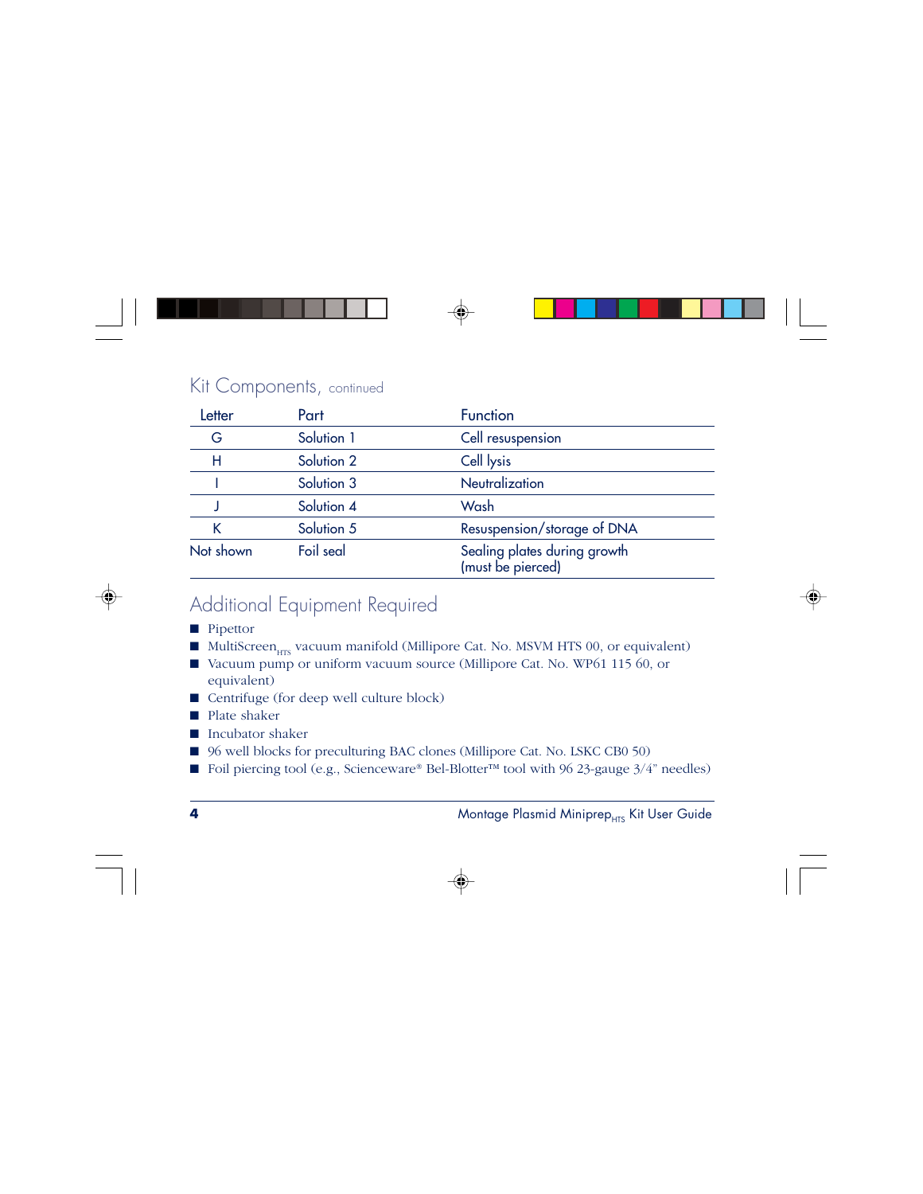## Kit Components, continued

| Letter | Part | Function |
|---|---|---|
| G | Solution 1 | Cell resuspension |
| H | Solution 2 | Cell lysis |
| I | Solution 3 | Neutralization |
| J | Solution 4 | Wash |
| K | Solution 5 | Resuspension/storage of DNA |
| Not shown | Foil seal | Sealing plates during growth (must be pierced) |

## Additional Equipment Required

- Pipettor
- MultiScreen$_{HTS}$ vacuum manifold (Millipore Cat. No. MSVM HTS 00, or equivalent)
- Vacuum pump or uniform vacuum source (Millipore Cat. No. WP61 115 60, or equivalent)
- Centrifuge (for deep well culture block)
- Plate shaker
- Incubator shaker
- 96 well blocks for preculturing BAC clones (Millipore Cat. No. LSKC CB0 50)
- Foil piercing tool (e.g., Scienceware® Bel-Blotter™ tool with 96 23-gauge 3/4" needles)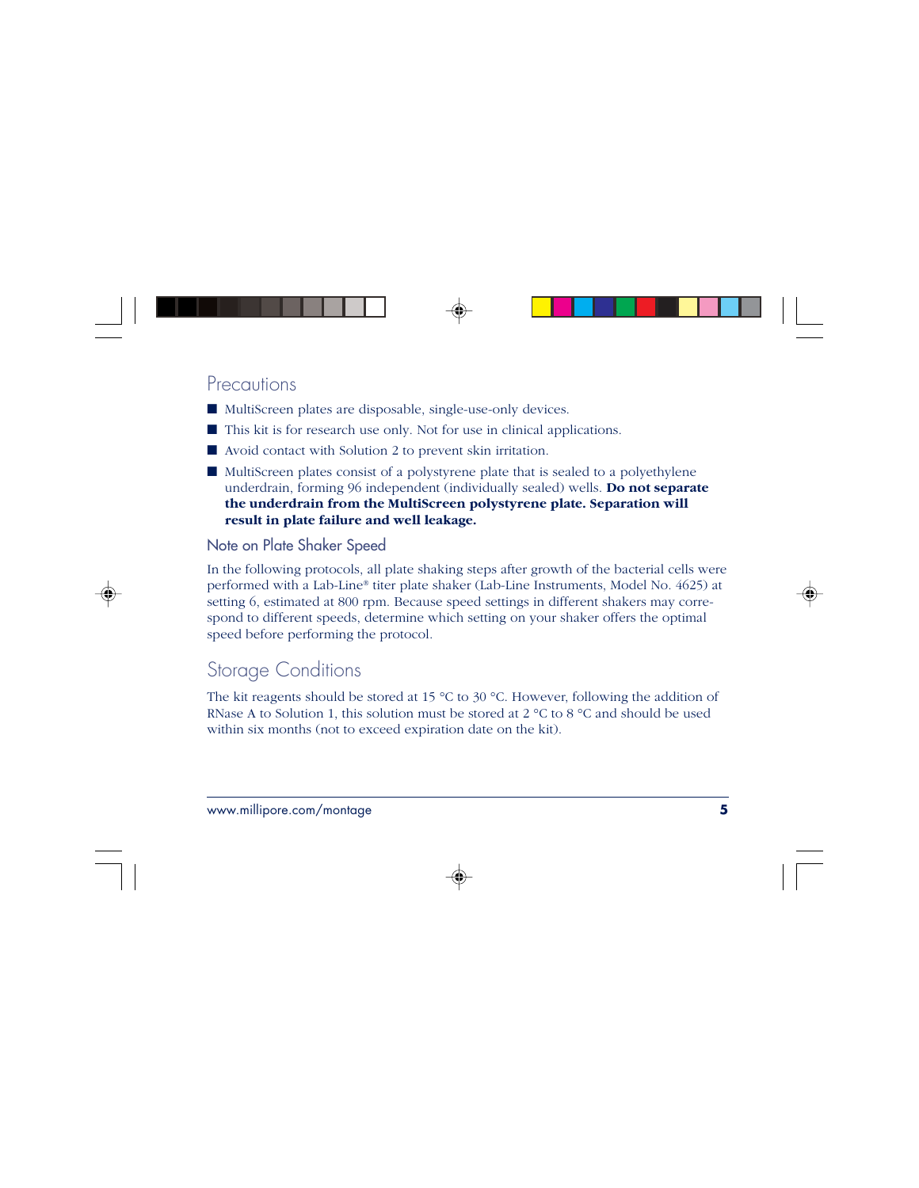## Precautions

- MultiScreen plates are disposable, single-use-only devices.
- This kit is for research use only. Not for use in clinical applications.
- Avoid contact with Solution 2 to prevent skin irritation.
- MultiScreen plates consist of a polystyrene plate that is sealed to a polyethylene underdrain, forming 96 independent (individually sealed) wells. **Do not separate the underdrain from the MultiScreen polystyrene plate. Separation will result in plate failure and well leakage.**

### Note on Plate Shaker Speed

In the following protocols, all plate shaking steps after growth of the bacterial cells were performed with a Lab-Line® titer plate shaker (Lab-Line Instruments, Model No. 4625) at setting 6, estimated at 800 rpm. Because speed settings in different shakers may correspond to different speeds, determine which setting on your shaker offers the optimal speed before performing the protocol.

## Storage Conditions

The kit reagents should be stored at 15 °C to 30 °C. However, following the addition of RNase A to Solution 1, this solution must be stored at 2 °C to 8 °C and should be used within six months (not to exceed expiration date on the kit).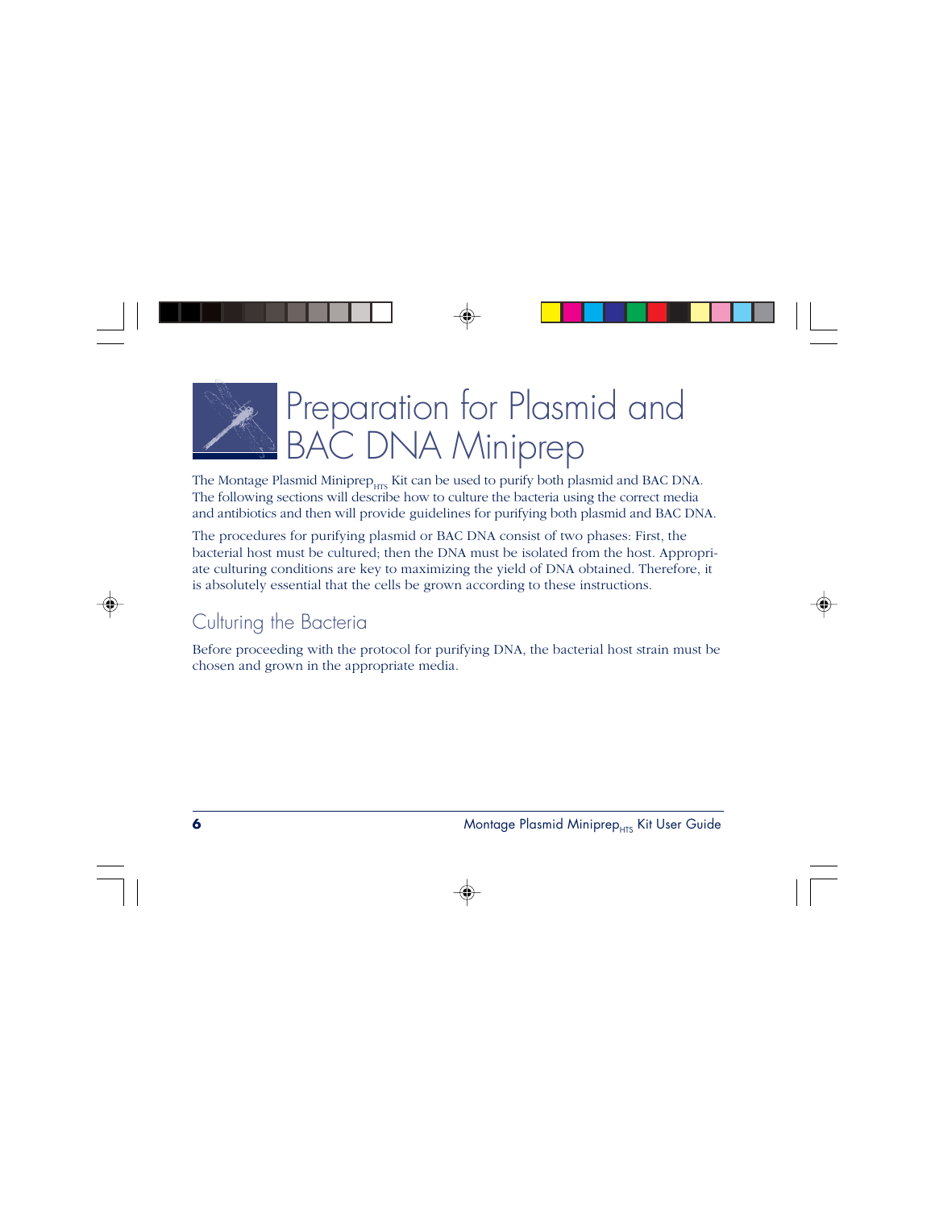# Preparation for Plasmid and BAC DNA Miniprep

The Montage Plasmid Miniprep$_{HTS}$ Kit can be used to purify both plasmid and BAC DNA. The following sections will describe how to culture the bacteria using the correct media and antibiotics and then will provide guidelines for purifying both plasmid and BAC DNA.

The procedures for purifying plasmid or BAC DNA consist of two phases: First, the bacterial host must be cultured; then the DNA must be isolated from the host. Appropriate culturing conditions are key to maximizing the yield of DNA obtained. Therefore, it is absolutely essential that the cells be grown according to these instructions.

## Culturing the Bacteria

Before proceeding with the protocol for purifying DNA, the bacterial host strain must be chosen and grown in the appropriate media.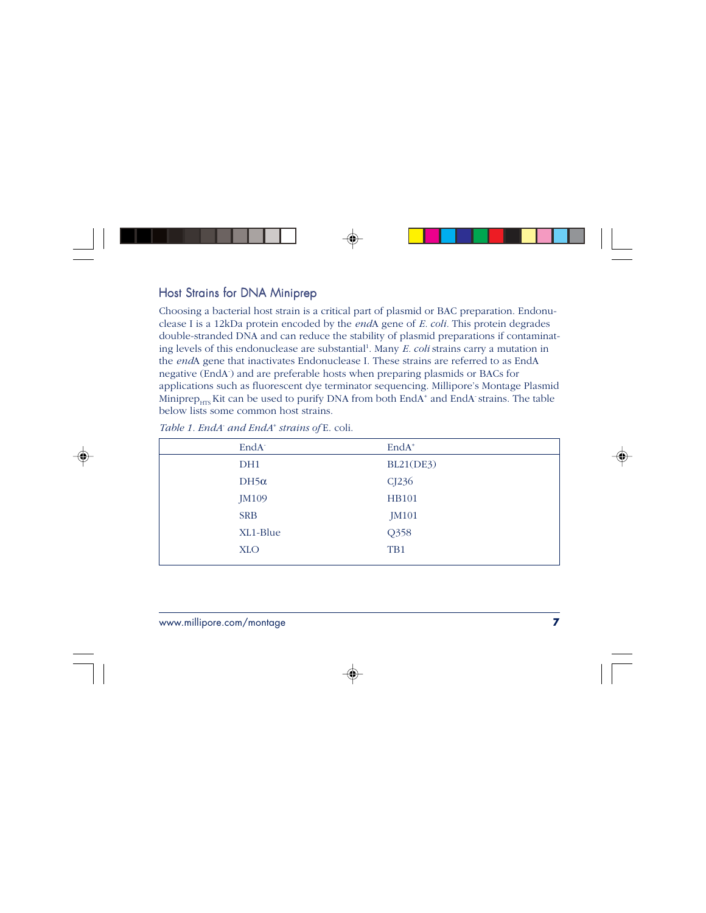## Host Strains for DNA Miniprep

Choosing a bacterial host strain is a critical part of plasmid or BAC preparation. Endonuclease I is a 12kDa protein encoded by the *end*A gene of *E. coli*. This protein degrades double-stranded DNA and can reduce the stability of plasmid preparations if contaminating levels of this endonuclease are substantial[1]. Many *E. coli* strains carry a mutation in the *end*A gene that inactivates Endonuclease I. These strains are referred to as EndA negative (EndA$^-$) and are preferable hosts when preparing plasmids or BACs for applications such as fluorescent dye terminator sequencing. Millipore's Montage Plasmid Miniprep$_{HTS}$ Kit can be used to purify DNA from both EndA$^+$ and EndA$^-$ strains. The table below lists some common host strains.

*Table 1. EndA$^-$ and EndA$^+$ strains of* E. coli.

| EndA$^-$ | EndA$^+$ |
|---|---|
| DH1 | BL21(DE3) |
| DH5α | CJ236 |
| JM109 | HB101 |
| SRB | JM101 |
| XL1-Blue | Q358 |
| XLO | TB1 |

www.millipore.com/montage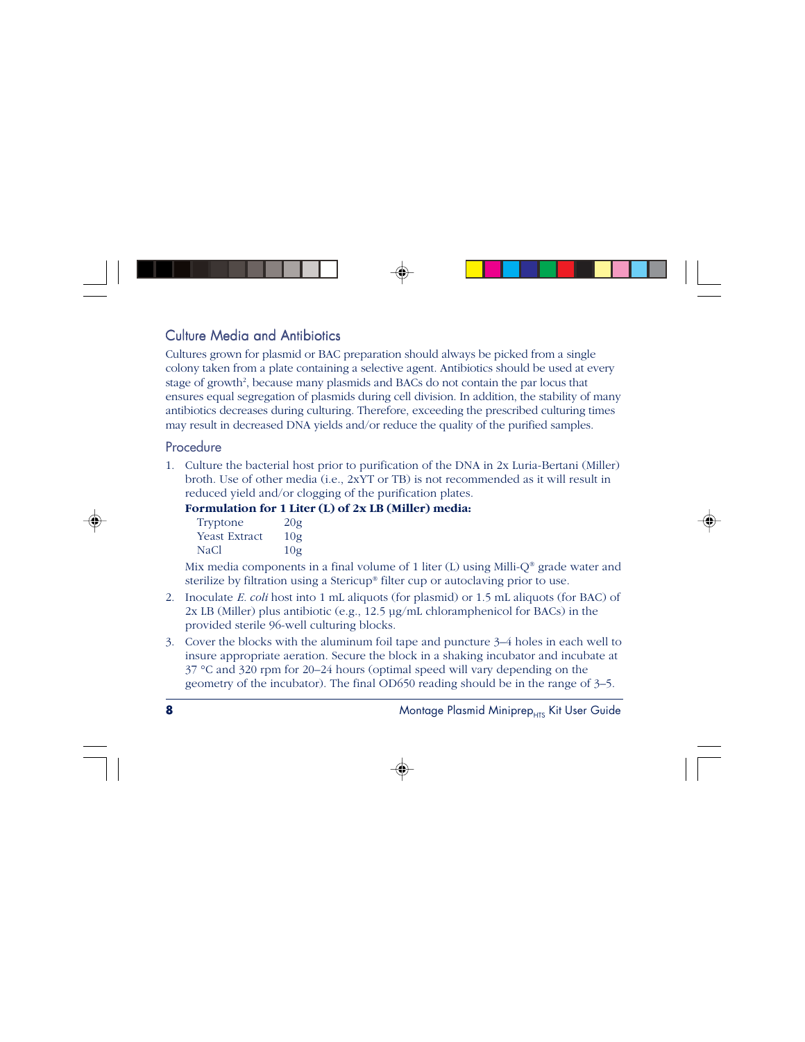## Culture Media and Antibiotics

Cultures grown for plasmid or BAC preparation should always be picked from a single colony taken from a plate containing a selective agent. Antibiotics should be used at every stage of growth[2], because many plasmids and BACs do not contain the par locus that ensures equal segregation of plasmids during cell division. In addition, the stability of many antibiotics decreases during culturing. Therefore, exceeding the prescribed culturing times may result in decreased DNA yields and/or reduce the quality of the purified samples.

## Procedure

1. Culture the bacterial host prior to purification of the DNA in 2x Luria-Bertani (Miller) broth. Use of other media (i.e., 2xYT or TB) is not recommended as it will result in reduced yield and/or clogging of the purification plates.

   **Formulation for 1 Liter (L) of 2x LB (Miller) media:**

   | | |
   |---|---|
   | Tryptone | 20g |
   | Yeast Extract | 10g |
   | NaCl | 10g |

   Mix media components in a final volume of 1 liter (L) using Milli-Q® grade water and sterilize by filtration using a Stericup® filter cup or autoclaving prior to use.

2. Inoculate *E. coli* host into 1 mL aliquots (for plasmid) or 1.5 mL aliquots (for BAC) of 2x LB (Miller) plus antibiotic (e.g., 12.5 µg/mL chloramphenicol for BACs) in the provided sterile 96-well culturing blocks.

3. Cover the blocks with the aluminum foil tape and puncture 3–4 holes in each well to insure appropriate aeration. Secure the block in a shaking incubator and incubate at 37 °C and 320 rpm for 20–24 hours (optimal speed will vary depending on the geometry of the incubator). The final OD650 reading should be in the range of 3–5.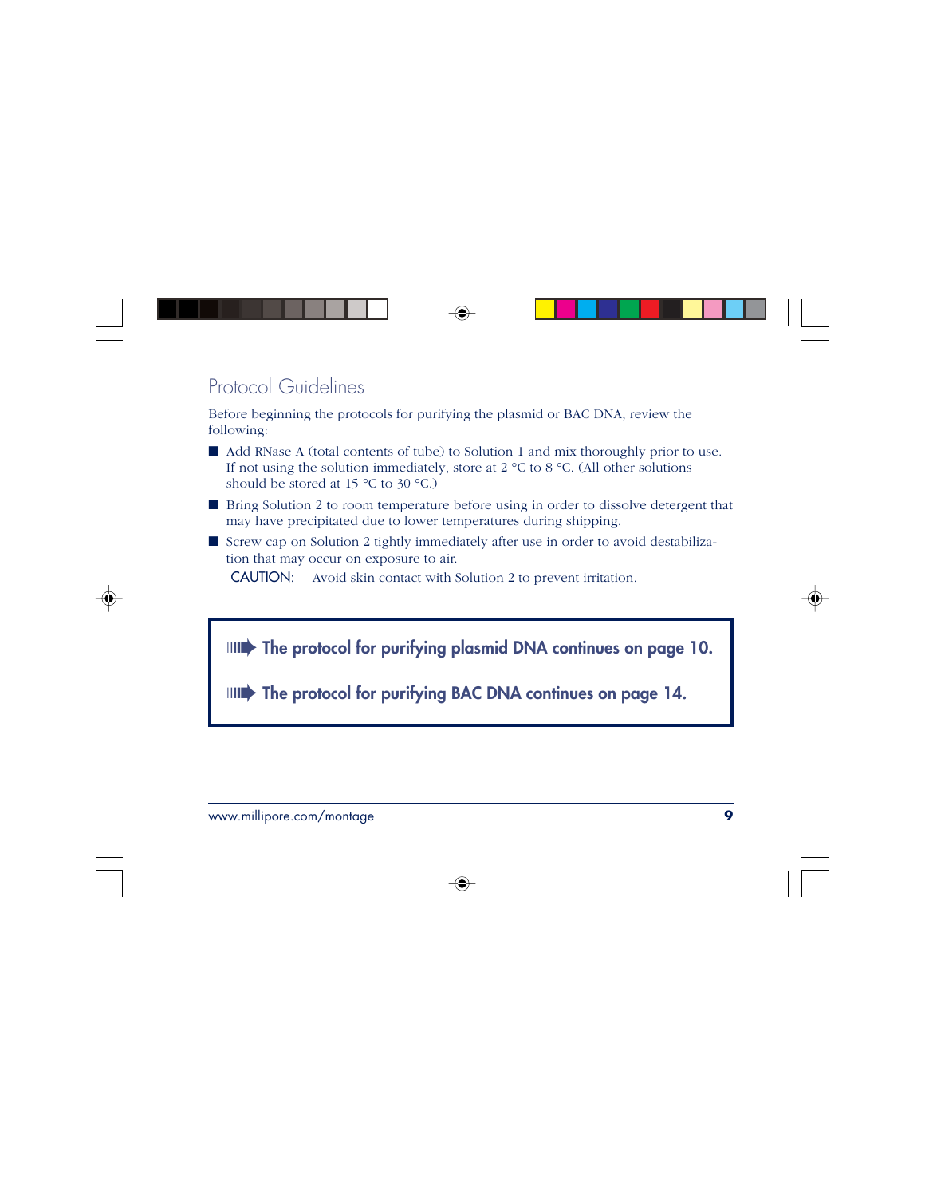## Protocol Guidelines

Before beginning the protocols for purifying the plasmid or BAC DNA, review the following:

- Add RNase A (total contents of tube) to Solution 1 and mix thoroughly prior to use. If not using the solution immediately, store at 2 °C to 8 °C. (All other solutions should be stored at 15 °C to 30 °C.)
- Bring Solution 2 to room temperature before using in order to dissolve detergent that may have precipitated due to lower temperatures during shipping.
- Screw cap on Solution 2 tightly immediately after use in order to avoid destabilization that may occur on exposure to air.

  CAUTION: Avoid skin contact with Solution 2 to prevent irritation.

**The protocol for purifying plasmid DNA continues on page 10.**

**The protocol for purifying BAC DNA continues on page 14.**

www.millipore.com/montage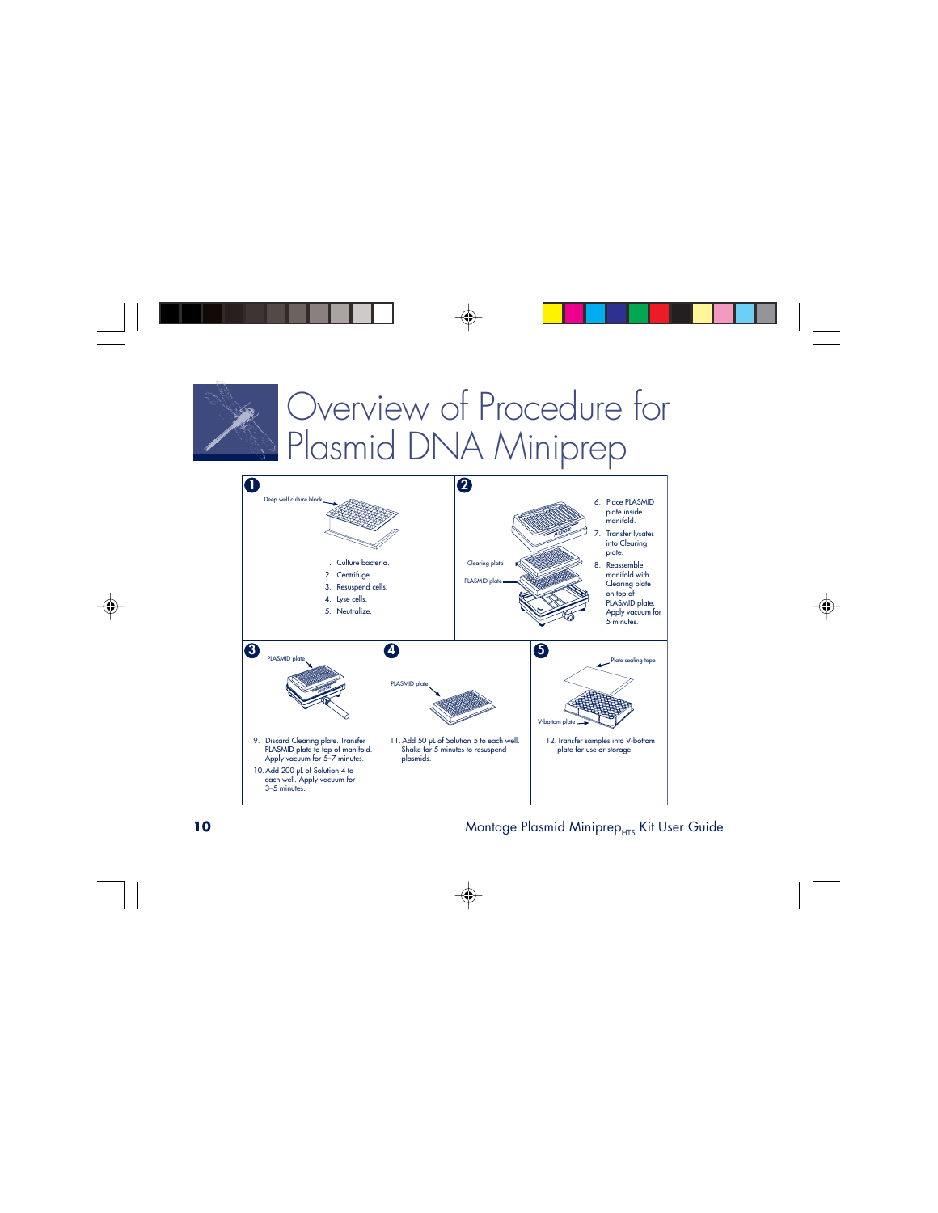# Overview of Procedure for Plasmid DNA Miniprep

**1**

Deep well culture block

1. Culture bacteria.
2. Centrifuge.
3. Resuspend cells.
4. Lyse cells.
5. Neutralize.

**2**

Clearing plate

PLASMID plate

6. Place PLASMID plate inside manifold.
7. Transfer lysates into Clearing plate.
8. Reassemble manifold with Clearing plate on top of PLASMID plate. Apply vacuum for 5 minutes.

**3**

PLASMID plate

9. Discard Clearing plate. Transfer PLASMID plate to top of manifold. Apply vacuum for 5–7 minutes.
10. Add 200 µL of Solution 4 to each well. Apply vacuum for 3–5 minutes.

**4**

PLASMID plate

11. Add 50 µL of Solution 5 to each well. Shake for 5 minutes to resuspend plasmids.

**5**

Plate sealing tape

V-bottom plate

12. Transfer samples into V-bottom plate for use or storage.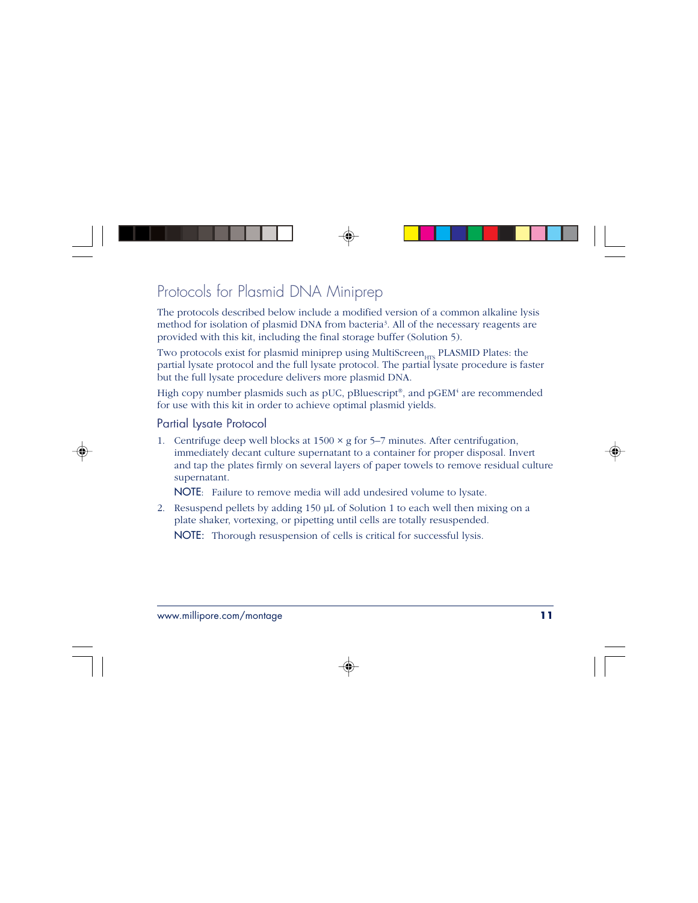## Protocols for Plasmid DNA Miniprep

The protocols described below include a modified version of a common alkaline lysis method for isolation of plasmid DNA from bacteria[3]. All of the necessary reagents are provided with this kit, including the final storage buffer (Solution 5).

Two protocols exist for plasmid miniprep using MultiScreen$_{HTS}$ PLASMID Plates: the partial lysate protocol and the full lysate protocol. The partial lysate procedure is faster but the full lysate procedure delivers more plasmid DNA.

High copy number plasmids such as pUC, pBluescript®, and pGEM[4] are recommended for use with this kit in order to achieve optimal plasmid yields.

### Partial Lysate Protocol

1. Centrifuge deep well blocks at 1500 × g for 5–7 minutes. After centrifugation, immediately decant culture supernatant to a container for proper disposal. Invert and tap the plates firmly on several layers of paper towels to remove residual culture supernatant.

   NOTE: Failure to remove media will add undesired volume to lysate.

2. Resuspend pellets by adding 150 µL of Solution 1 to each well then mixing on a plate shaker, vortexing, or pipetting until cells are totally resuspended.

   NOTE: Thorough resuspension of cells is critical for successful lysis.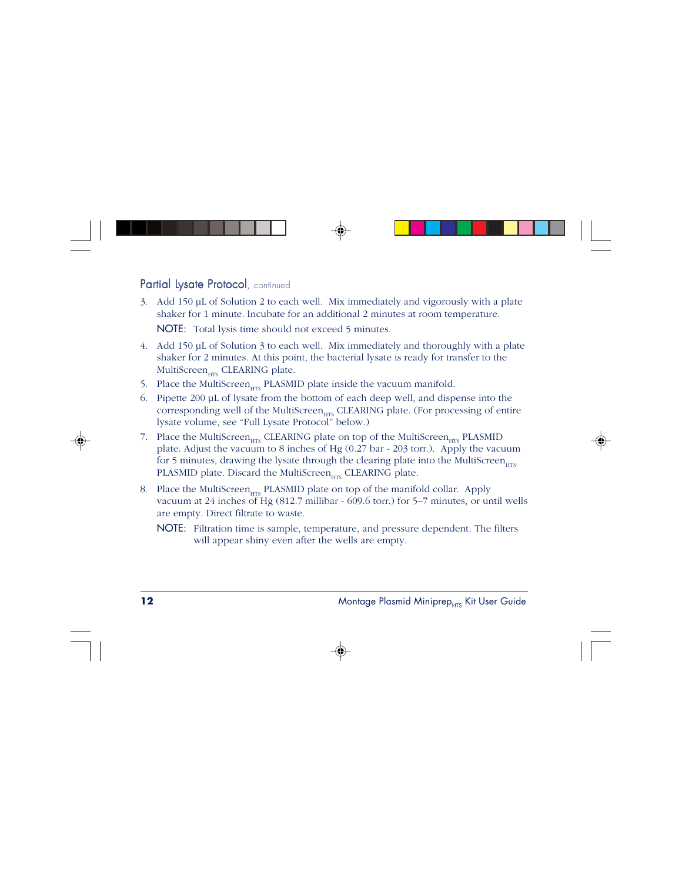## Partial Lysate Protocol, *continued*

3. Add 150 µL of Solution 2 to each well. Mix immediately and vigorously with a plate shaker for 1 minute. Incubate for an additional 2 minutes at room temperature.

   NOTE: Total lysis time should not exceed 5 minutes.

4. Add 150 µL of Solution 3 to each well. Mix immediately and thoroughly with a plate shaker for 2 minutes. At this point, the bacterial lysate is ready for transfer to the MultiScreen$_{HTS}$ CLEARING plate.

5. Place the MultiScreen$_{HTS}$ PLASMID plate inside the vacuum manifold.

6. Pipette 200 µL of lysate from the bottom of each deep well, and dispense into the corresponding well of the MultiScreen$_{HTS}$ CLEARING plate. (For processing of entire lysate volume, see "Full Lysate Protocol" below.)

7. Place the MultiScreen$_{HTS}$ CLEARING plate on top of the MultiScreen$_{HTS}$ PLASMID plate. Adjust the vacuum to 8 inches of Hg (0.27 bar - 203 torr.). Apply the vacuum for 5 minutes, drawing the lysate through the clearing plate into the MultiScreen$_{HTS}$ PLASMID plate. Discard the MultiScreen$_{HTS}$ CLEARING plate.

8. Place the MultiScreen$_{HTS}$ PLASMID plate on top of the manifold collar. Apply vacuum at 24 inches of Hg (812.7 millibar - 609.6 torr.) for 5–7 minutes, or until wells are empty. Direct filtrate to waste.

   NOTE: Filtration time is sample, temperature, and pressure dependent. The filters will appear shiny even after the wells are empty.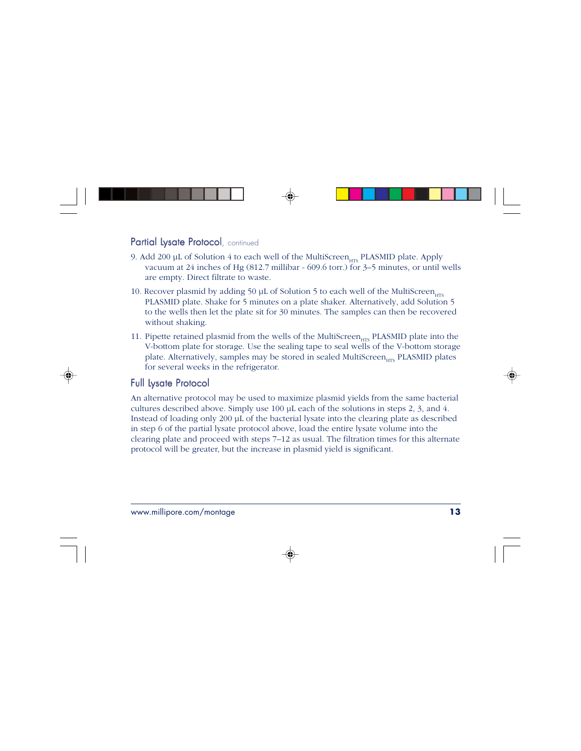## Partial Lysate Protocol, continued

9. Add 200 µL of Solution 4 to each well of the MultiScreen$_{HTS}$ PLASMID plate. Apply vacuum at 24 inches of Hg (812.7 millibar - 609.6 torr.) for 3–5 minutes, or until wells are empty. Direct filtrate to waste.

10. Recover plasmid by adding 50 µL of Solution 5 to each well of the MultiScreen$_{HTS}$ PLASMID plate. Shake for 5 minutes on a plate shaker. Alternatively, add Solution 5 to the wells then let the plate sit for 30 minutes. The samples can then be recovered without shaking.

11. Pipette retained plasmid from the wells of the MultiScreen$_{HTS}$ PLASMID plate into the V-bottom plate for storage. Use the sealing tape to seal wells of the V-bottom storage plate. Alternatively, samples may be stored in sealed MultiScreen$_{HTS}$ PLASMID plates for several weeks in the refrigerator.

## Full Lysate Protocol

An alternative protocol may be used to maximize plasmid yields from the same bacterial cultures described above. Simply use 100 µL each of the solutions in steps 2, 3, and 4. Instead of loading only 200 µL of the bacterial lysate into the clearing plate as described in step 6 of the partial lysate protocol above, load the entire lysate volume into the clearing plate and proceed with steps 7–12 as usual. The filtration times for this alternate protocol will be greater, but the increase in plasmid yield is significant.

www.millipore.com/montage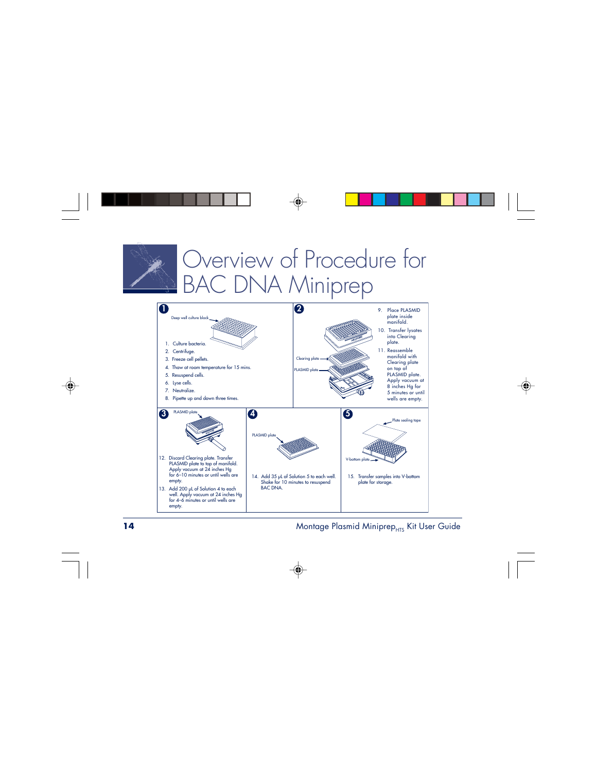# Overview of Procedure for BAC DNA Miniprep

## 1

Deep well culture block

1. Culture bacteria.
2. Centrifuge.
3. Freeze cell pellets.
4. Thaw at room temperature for 15 mins.
5. Resuspend cells.
6. Lyse cells.
7. Neutralize.
8. Pipette up and down three times.

## 2

Clearing plate

PLASMID plate

9. Place PLASMID plate inside manifold.
10. Transfer lysates into Clearing plate.
11. Reassemble manifold with Clearing plate on top of PLASMID plate. Apply vacuum at 8 inches Hg for 5 minutes or until wells are empty.

## 3

PLASMID plate

12. Discard Clearing plate. Transfer PLASMID plate to top of manifold. Apply vacuum at 24 inches Hg for 6–10 minutes or until wells are empty.
13. Add 200 µL of Solution 4 to each well. Apply vacuum at 24 inches Hg for 4–6 minutes or until wells are empty.

## 4

PLASMID plate

14. Add 35 µL of Solution 5 to each well. Shake for 10 minutes to resuspend BAC DNA.

## 5

Plate sealing tape

V-bottom plate

15. Transfer samples into V-bottom plate for storage.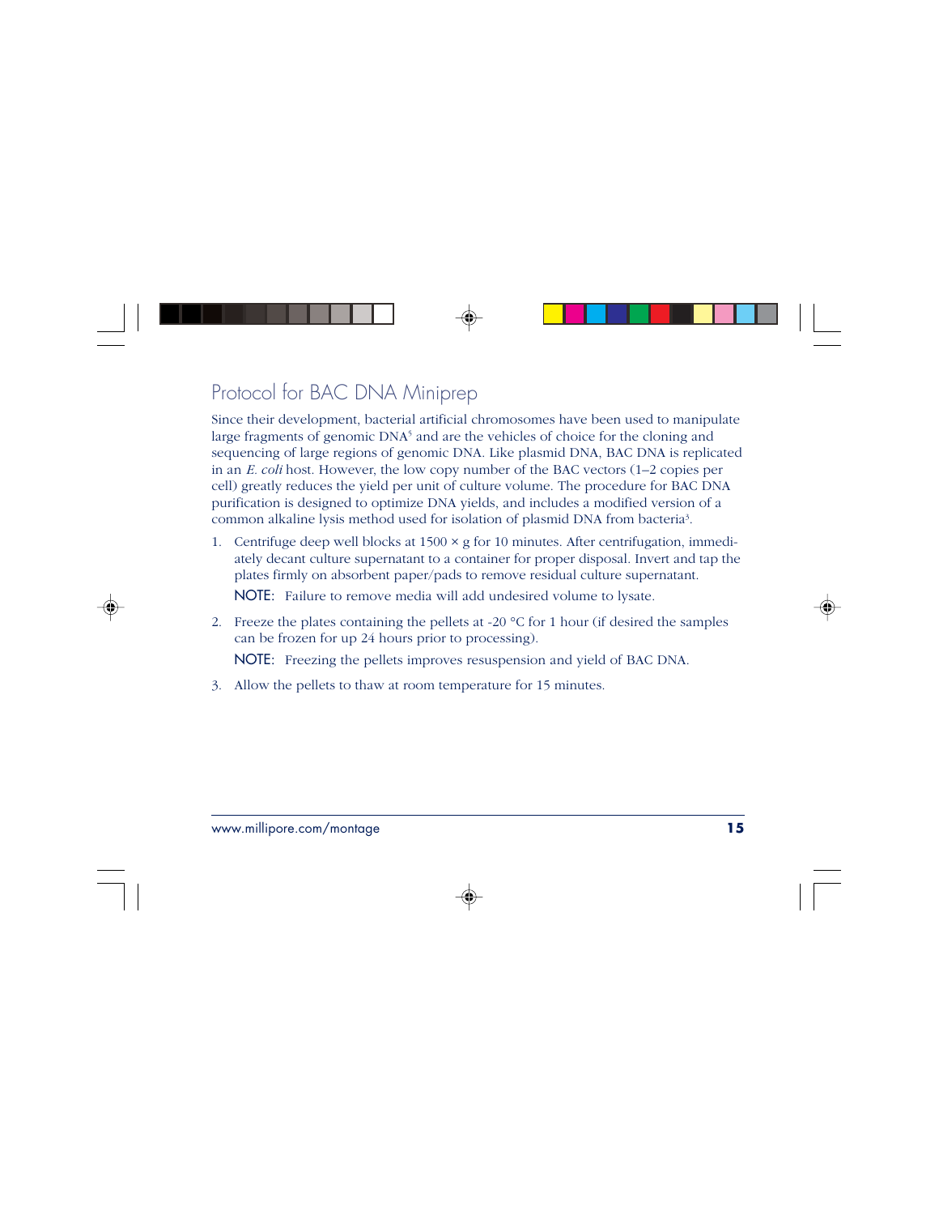## Protocol for BAC DNA Miniprep

Since their development, bacterial artificial chromosomes have been used to manipulate large fragments of genomic DNA[5] and are the vehicles of choice for the cloning and sequencing of large regions of genomic DNA. Like plasmid DNA, BAC DNA is replicated in an *E. coli* host. However, the low copy number of the BAC vectors (1–2 copies per cell) greatly reduces the yield per unit of culture volume. The procedure for BAC DNA purification is designed to optimize DNA yields, and includes a modified version of a common alkaline lysis method used for isolation of plasmid DNA from bacteria[3].

1. Centrifuge deep well blocks at 1500 × g for 10 minutes. After centrifugation, immediately decant culture supernatant to a container for proper disposal. Invert and tap the plates firmly on absorbent paper/pads to remove residual culture supernatant.

   NOTE: Failure to remove media will add undesired volume to lysate.

2. Freeze the plates containing the pellets at -20 °C for 1 hour (if desired the samples can be frozen for up to 24 hours prior to processing).

   NOTE: Freezing the pellets improves resuspension and yield of BAC DNA.

3. Allow the pellets to thaw at room temperature for 15 minutes.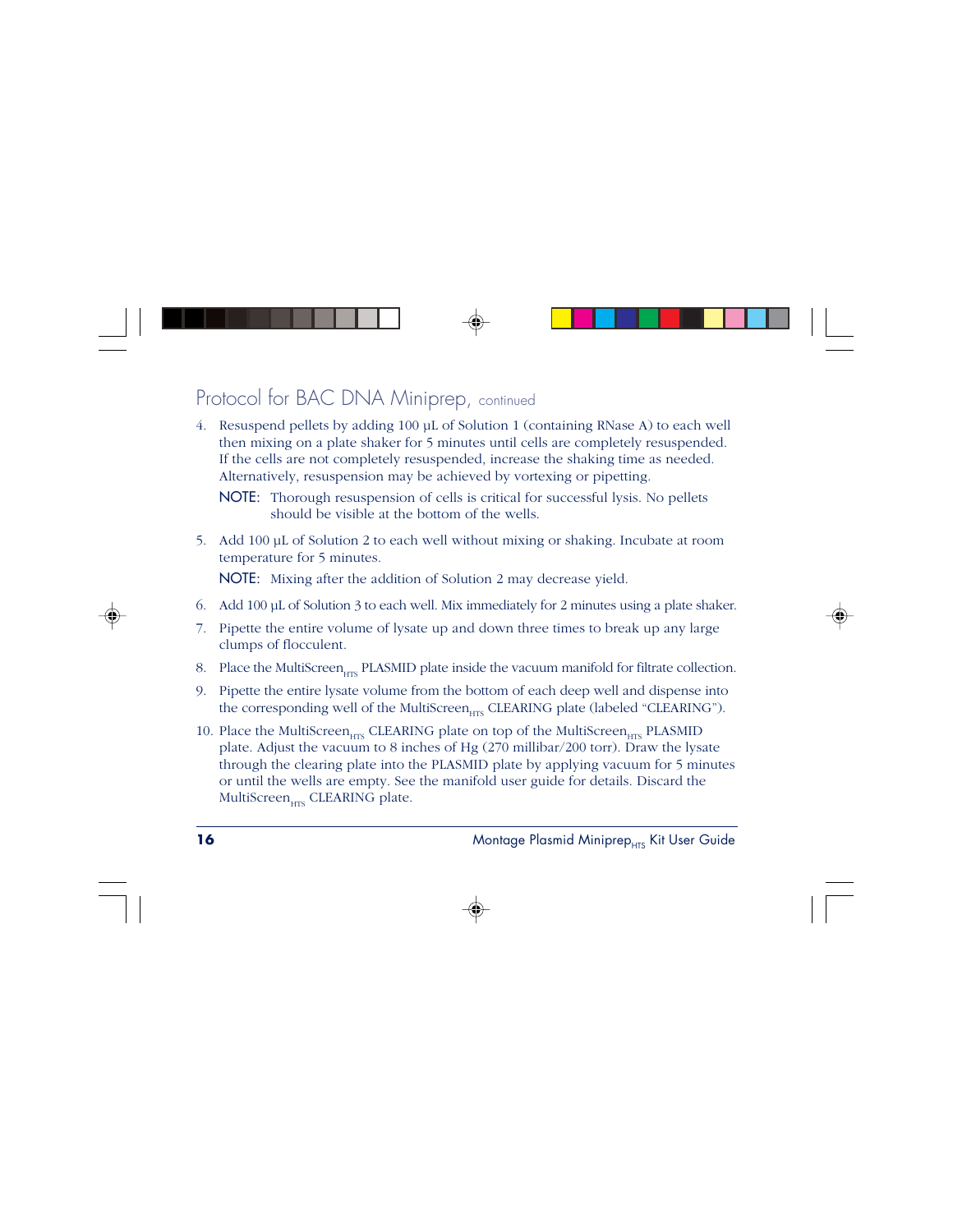## Protocol for BAC DNA Miniprep, continued

4. Resuspend pellets by adding 100 µL of Solution 1 (containing RNase A) to each well then mixing on a plate shaker for 5 minutes until cells are completely resuspended. If the cells are not completely resuspended, increase the shaking time as needed. Alternatively, resuspension may be achieved by vortexing or pipetting.

   NOTE: Thorough resuspension of cells is critical for successful lysis. No pellets should be visible at the bottom of the wells.

5. Add 100 µL of Solution 2 to each well without mixing or shaking. Incubate at room temperature for 5 minutes.

   NOTE: Mixing after the addition of Solution 2 may decrease yield.

6. Add 100 µL of Solution 3 to each well. Mix immediately for 2 minutes using a plate shaker.
7. Pipette the entire volume of lysate up and down three times to break up any large clumps of flocculent.
8. Place the MultiScreen$_{HTS}$ PLASMID plate inside the vacuum manifold for filtrate collection.
9. Pipette the entire lysate volume from the bottom of each deep well and dispense into the corresponding well of the MultiScreen$_{HTS}$ CLEARING plate (labeled "CLEARING").
10. Place the MultiScreen$_{HTS}$ CLEARING plate on top of the MultiScreen$_{HTS}$ PLASMID plate. Adjust the vacuum to 8 inches of Hg (270 millibar/200 torr). Draw the lysate through the clearing plate into the PLASMID plate by applying vacuum for 5 minutes or until the wells are empty. See the manifold user guide for details. Discard the MultiScreen$_{HTS}$ CLEARING plate.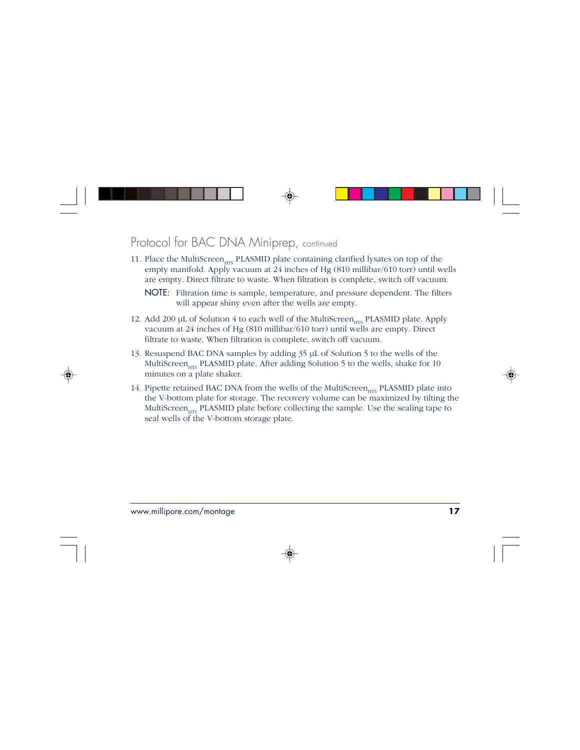## Protocol for BAC DNA Miniprep, continued

11. Place the MultiScreen$_{HTS}$ PLASMID plate containing clarified lysates on top of the empty manifold. Apply vacuum at 24 inches of Hg (810 millibar/610 torr) until wells are empty. Direct filtrate to waste. When filtration is complete, switch off vacuum.

    NOTE: Filtration time is sample, temperature, and pressure dependent. The filters will appear shiny even after the wells are empty.

12. Add 200 µL of Solution 4 to each well of the MultiScreen$_{HTS}$ PLASMID plate. Apply vacuum at 24 inches of Hg (810 millibar/610 torr) until wells are empty. Direct filtrate to waste. When filtration is complete, switch off vacuum.

13. Resuspend BAC DNA samples by adding 35 µL of Solution 5 to the wells of the MultiScreen$_{HTS}$ PLASMID plate. After adding Solution 5 to the wells, shake for 10 minutes on a plate shaker.

14. Pipette retained BAC DNA from the wells of the MultiScreen$_{HTS}$ PLASMID plate into the V-bottom plate for storage. The recovery volume can be maximized by tilting the MultiScreen$_{HTS}$ PLASMID plate before collecting the sample. Use the sealing tape to seal wells of the V-bottom storage plate.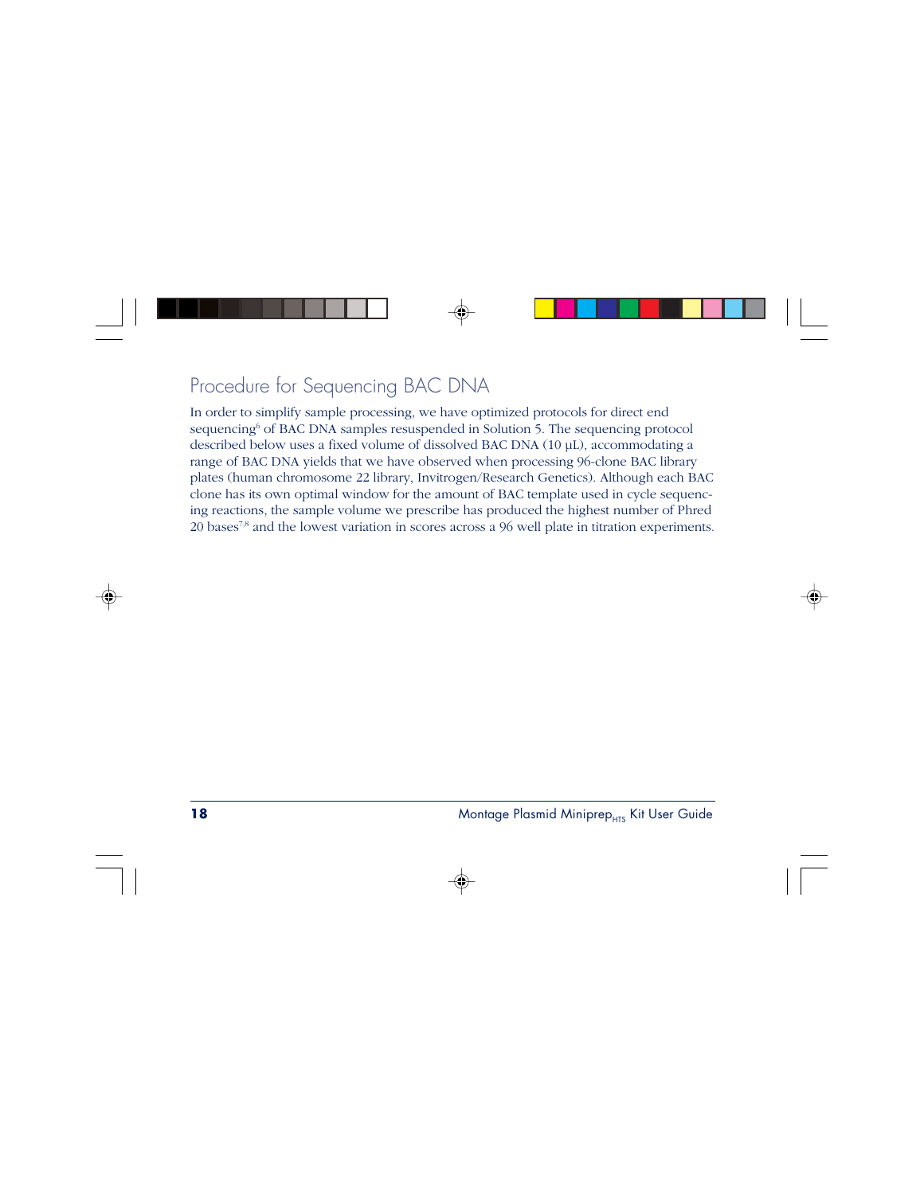## Procedure for Sequencing BAC DNA

In order to simplify sample processing, we have optimized protocols for direct end sequencing[6] of BAC DNA samples resuspended in Solution 5. The sequencing protocol described below uses a fixed volume of dissolved BAC DNA (10 µL), accommodating a range of BAC DNA yields that we have observed when processing 96-clone BAC library plates (human chromosome 22 library, Invitrogen/Research Genetics). Although each BAC clone has its own optimal window for the amount of BAC template used in cycle sequencing reactions, the sample volume we prescribe has produced the highest number of Phred 20 bases[7,8] and the lowest variation in scores across a 96 well plate in titration experiments.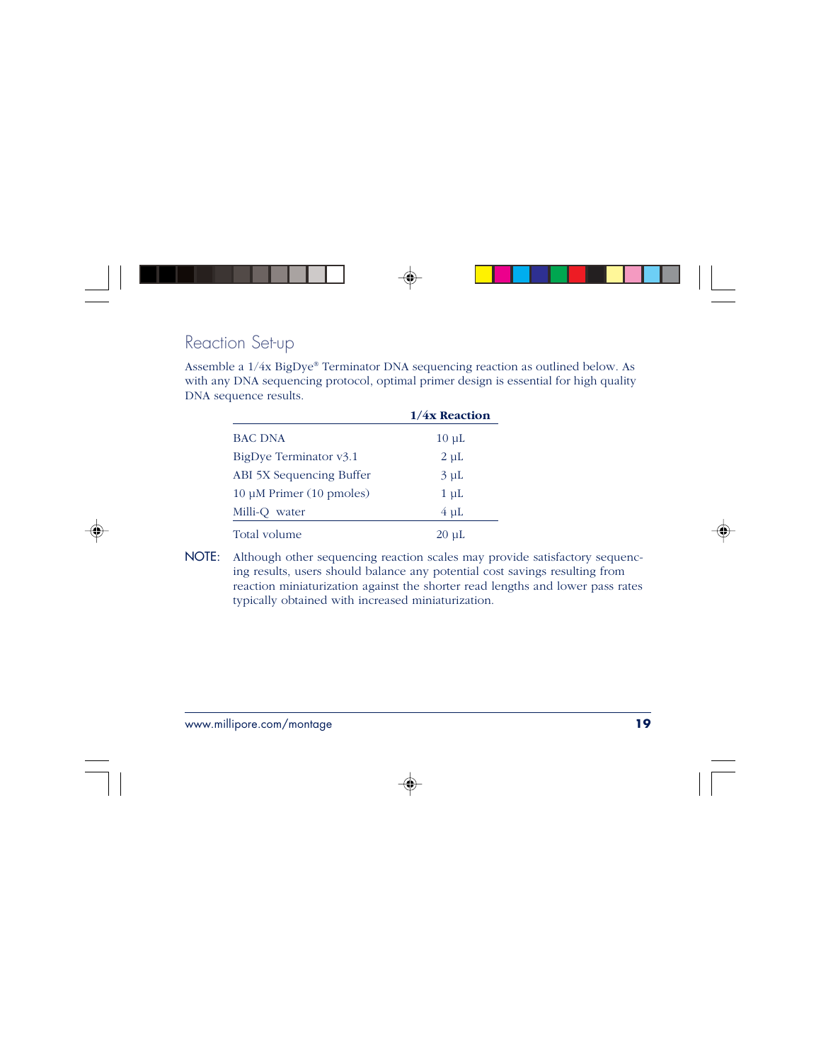## Reaction Set-up

Assemble a 1/4x BigDye® Terminator DNA sequencing reaction as outlined below. As with any DNA sequencing protocol, optimal primer design is essential for high quality DNA sequence results.

| | 1/4x Reaction |
|---|---|
| BAC DNA | 10 µL |
| BigDye Terminator v3.1 | 2 µL |
| ABI 5X Sequencing Buffer | 3 µL |
| 10 µM Primer (10 pmoles) | 1 µL |
| Milli-Q water | 4 µL |
| Total volume | 20 µL |

NOTE: Although other sequencing reaction scales may provide satisfactory sequencing results, users should balance any potential cost savings resulting from reaction miniaturization against the shorter read lengths and lower pass rates typically obtained with increased miniaturization.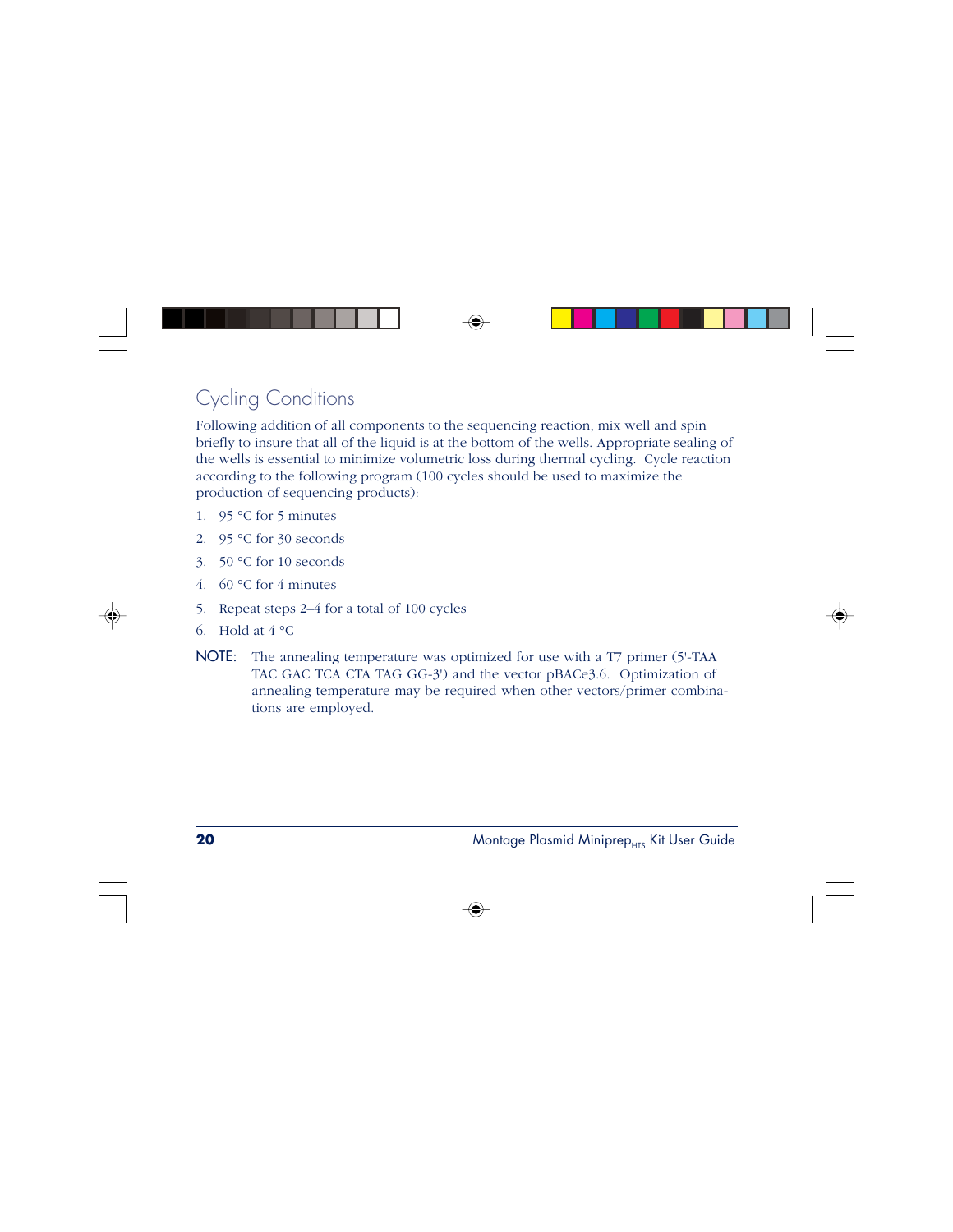## Cycling Conditions

Following addition of all components to the sequencing reaction, mix well and spin briefly to insure that all of the liquid is at the bottom of the wells. Appropriate sealing of the wells is essential to minimize volumetric loss during thermal cycling. Cycle reaction according to the following program (100 cycles should be used to maximize the production of sequencing products):

1. 95 °C for 5 minutes
2. 95 °C for 30 seconds
3. 50 °C for 10 seconds
4. 60 °C for 4 minutes
5. Repeat steps 2–4 for a total of 100 cycles
6. Hold at 4 °C

**NOTE:** The annealing temperature was optimized for use with a T7 primer (5'-TAA TAC GAC TCA CTA TAG GG-3') and the vector pBACe3.6. Optimization of annealing temperature may be required when other vectors/primer combinations are employed.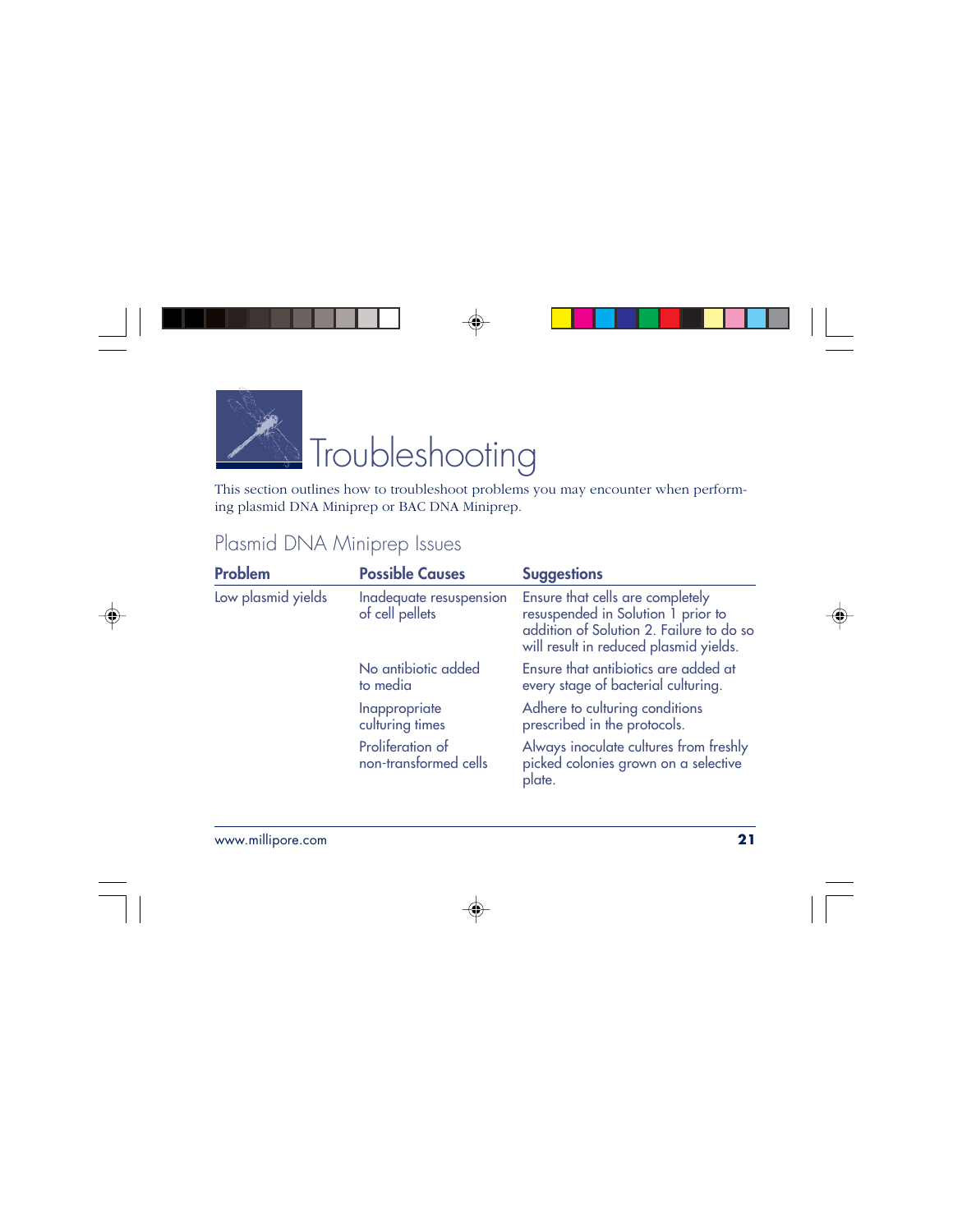# Troubleshooting

This section outlines how to troubleshoot problems you may encounter when performing plasmid DNA Miniprep or BAC DNA Miniprep.

## Plasmid DNA Miniprep Issues

| Problem | Possible Causes | Suggestions |
|---|---|---|
| Low plasmid yields | Inadequate resuspension of cell pellets | Ensure that cells are completely resuspended in Solution 1 prior to addition of Solution 2. Failure to do so will result in reduced plasmid yields. |
| | No antibiotic added to media | Ensure that antibiotics are added at every stage of bacterial culturing. |
| | Inappropriate culturing times | Adhere to culturing conditions prescribed in the protocols. |
| | Proliferation of non-transformed cells | Always inoculate cultures from freshly picked colonies grown on a selective plate. |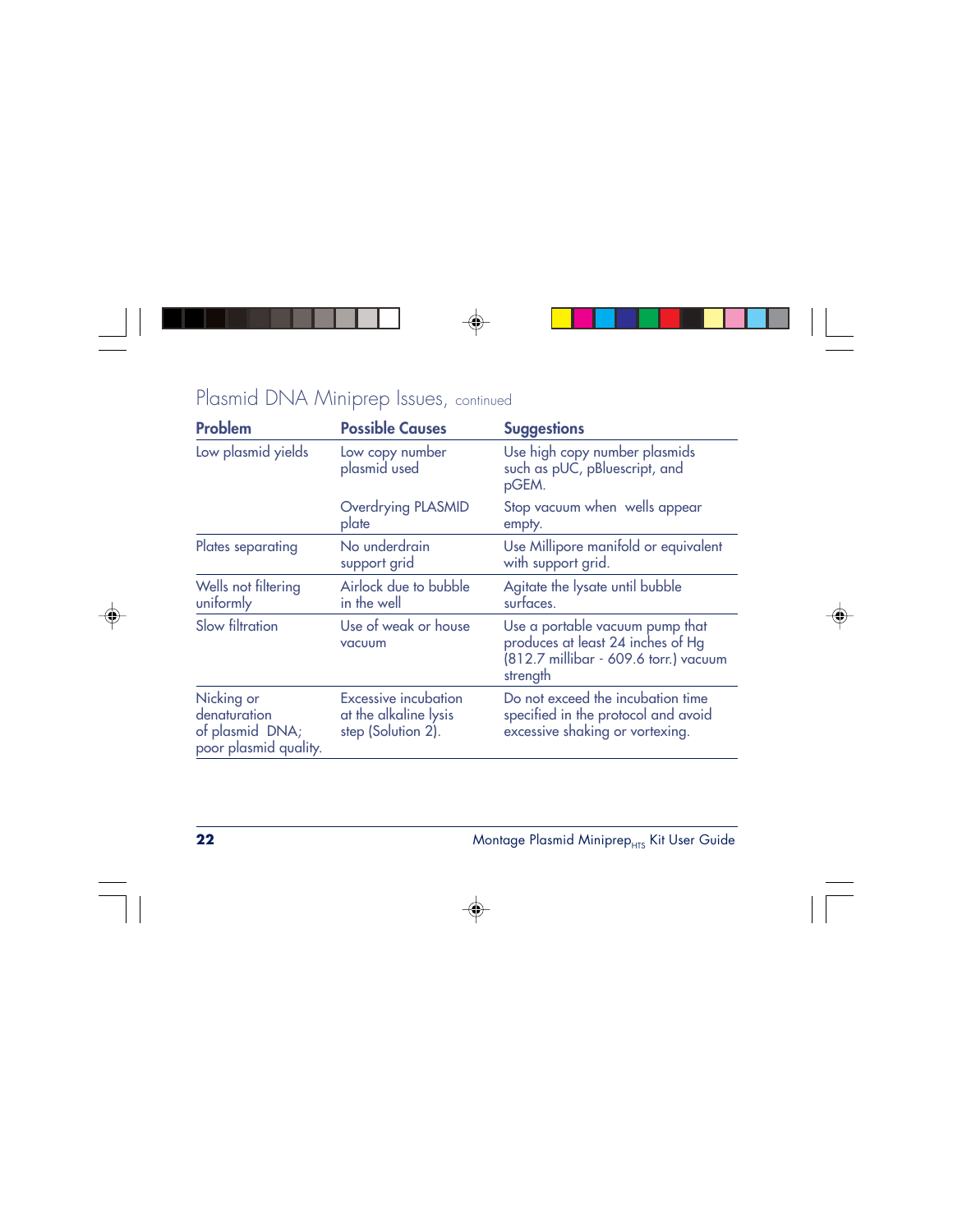## Plasmid DNA Miniprep Issues, continued

| Problem | Possible Causes | Suggestions |
|---|---|---|
| Low plasmid yields | Low copy number plasmid used | Use high copy number plasmids such as pUC, pBluescript, and pGEM. |
| | Overdrying PLASMID plate | Stop vacuum when wells appear empty. |
| Plates separating | No underdrain support grid | Use Millipore manifold or equivalent with support grid. |
| Wells not filtering uniformly | Airlock due to bubble in the well | Agitate the lysate until bubble surfaces. |
| Slow filtration | Use of weak or house vacuum | Use a portable vacuum pump that produces at least 24 inches of Hg (812.7 millibar - 609.6 torr.) vacuum strength |
| Nicking or denaturation of plasmid DNA; poor plasmid quality. | Excessive incubation at the alkaline lysis step (Solution 2). | Do not exceed the incubation time specified in the protocol and avoid excessive shaking or vortexing. |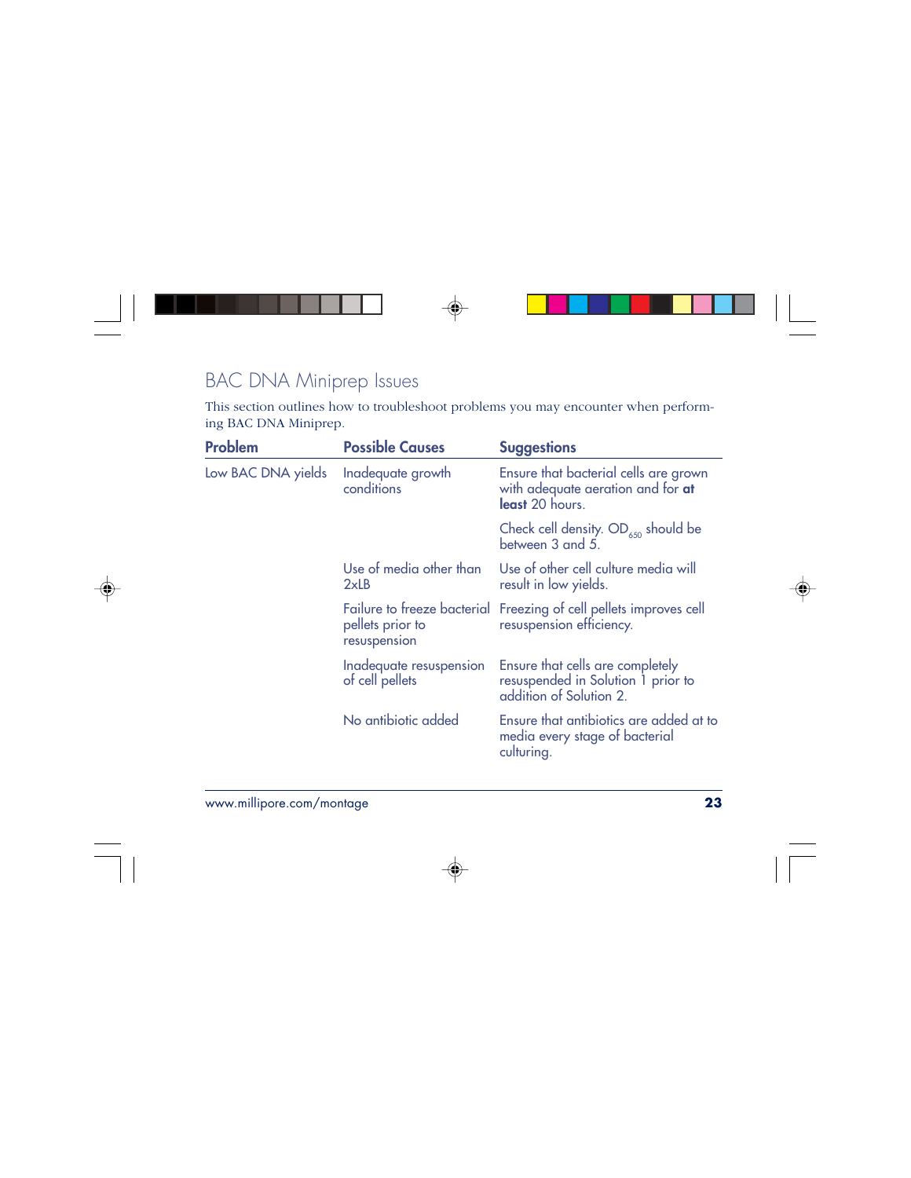## BAC DNA Miniprep Issues

This section outlines how to troubleshoot problems you may encounter when performing BAC DNA Miniprep.

| Problem | Possible Causes | Suggestions |
|---|---|---|
| Low BAC DNA yields | Inadequate growth conditions | Ensure that bacterial cells are grown with adequate aeration and for **at least** 20 hours. |
| | | Check cell density. $OD_{650}$ should be between 3 and 5. |
| | Use of media other than 2xLB | Use of other cell culture media will result in low yields. |
| | Failure to freeze bacterial pellets prior to resuspension | Freezing of cell pellets improves cell resuspension efficiency. |
| | Inadequate resuspension of cell pellets | Ensure that cells are completely resuspended in Solution 1 prior to addition of Solution 2. |
| | No antibiotic added | Ensure that antibiotics are added at to media every stage of bacterial culturing. |

www.millipore.com/montage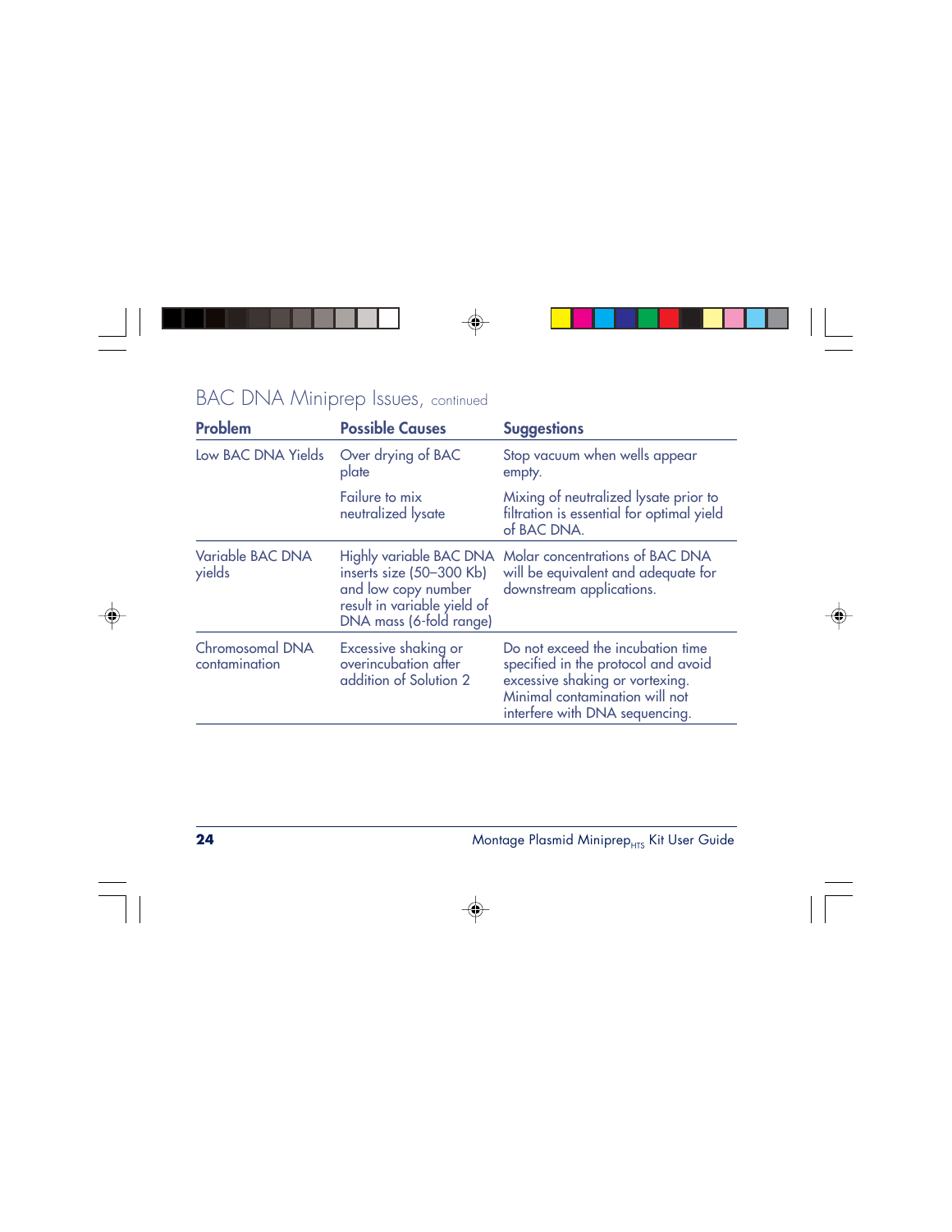## BAC DNA Miniprep Issues, continued

| Problem | Possible Causes | Suggestions |
|---|---|---|
| Low BAC DNA Yields | Over drying of BAC plate | Stop vacuum when wells appear empty. |
| | Failure to mix neutralized lysate | Mixing of neutralized lysate prior to filtration is essential for optimal yield of BAC DNA. |
| Variable BAC DNA yields | Highly variable BAC DNA inserts size (50–300 Kb) and low copy number result in variable yield of DNA mass (6-fold range) | Molar concentrations of BAC DNA will be equivalent and adequate for downstream applications. |
| Chromosomal DNA contamination | Excessive shaking or overincubation after addition of Solution 2 | Do not exceed the incubation time specified in the protocol and avoid excessive shaking or vortexing. Minimal contamination will not interfere with DNA sequencing. |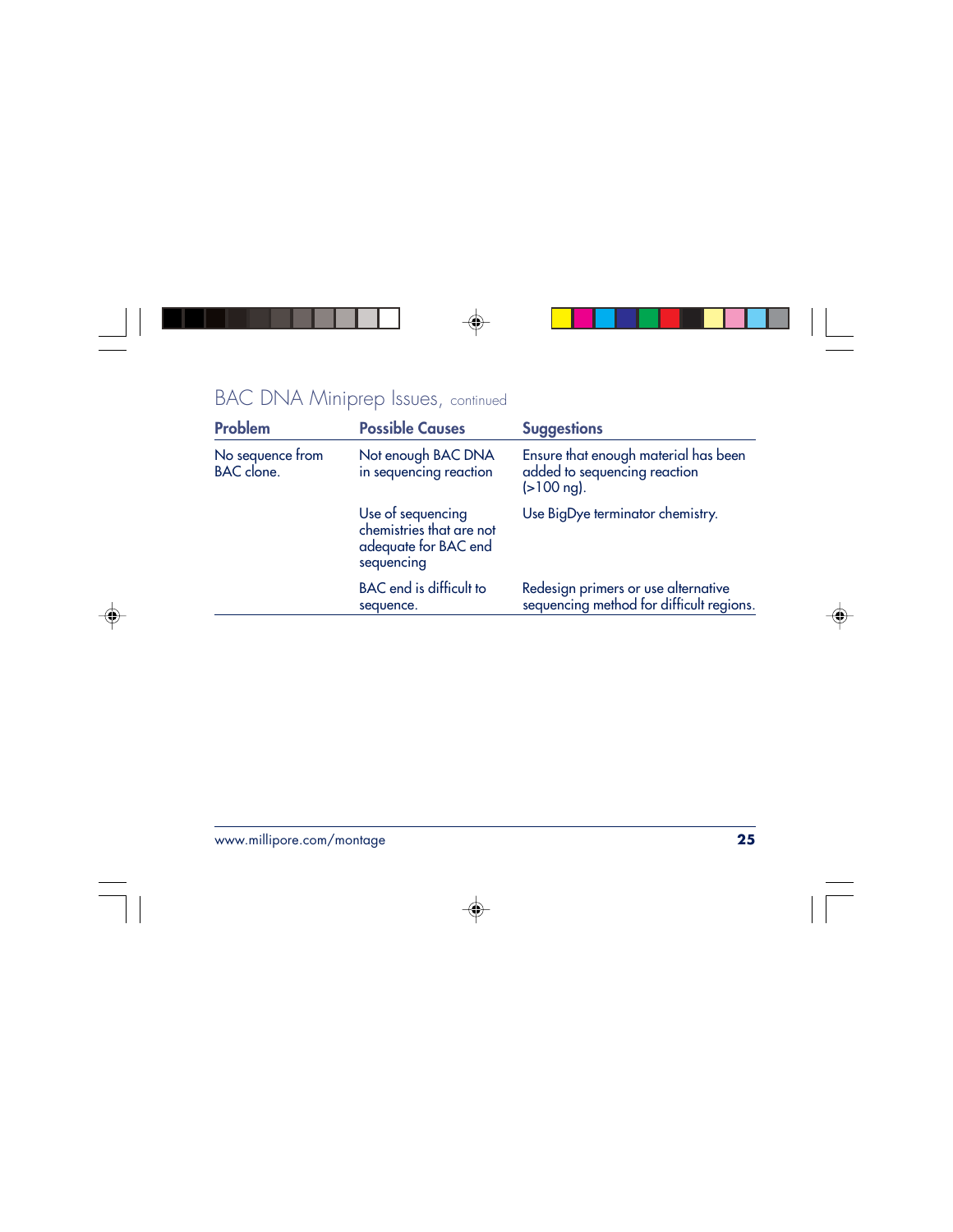## BAC DNA Miniprep Issues, continued

| Problem | Possible Causes | Suggestions |
|---|---|---|
| No sequence from BAC clone. | Not enough BAC DNA in sequencing reaction | Ensure that enough material has been added to sequencing reaction (>100 ng). |
| | Use of sequencing chemistries that are not adequate for BAC end sequencing | Use BigDye terminator chemistry. |
| | BAC end is difficult to sequence. | Redesign primers or use alternative sequencing method for difficult regions. |

www.millipore.com/montage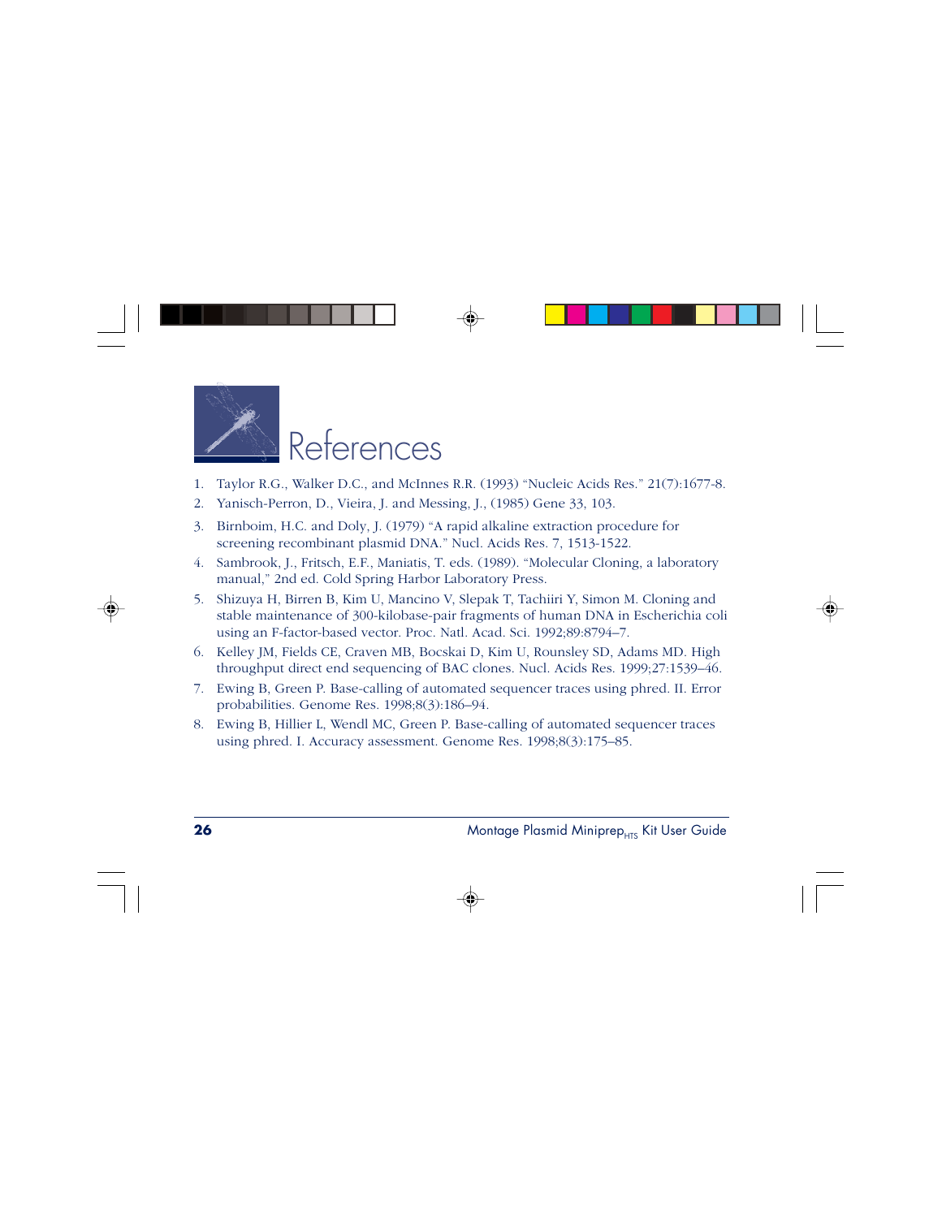# References

1. Taylor R.G., Walker D.C., and McInnes R.R. (1993) "Nucleic Acids Res." 21(7):1677-8.
2. Yanisch-Perron, D., Vieira, J. and Messing, J., (1985) Gene 33, 103.
3. Birnboim, H.C. and Doly, J. (1979) "A rapid alkaline extraction procedure for screening recombinant plasmid DNA." Nucl. Acids Res. 7, 1513-1522.
4. Sambrook, J., Fritsch, E.F., Maniatis, T. eds. (1989). "Molecular Cloning, a laboratory manual," 2nd ed. Cold Spring Harbor Laboratory Press.
5. Shizuya H, Birren B, Kim U, Mancino V, Slepak T, Tachiiri Y, Simon M. Cloning and stable maintenance of 300-kilobase-pair fragments of human DNA in Escherichia coli using an F-factor-based vector. Proc. Natl. Acad. Sci. 1992;89:8794–7.
6. Kelley JM, Fields CE, Craven MB, Bocskai D, Kim U, Rounsley SD, Adams MD. High throughput direct end sequencing of BAC clones. Nucl. Acids Res. 1999;27:1539–46.
7. Ewing B, Green P. Base-calling of automated sequencer traces using phred. II. Error probabilities. Genome Res. 1998;8(3):186–94.
8. Ewing B, Hillier L, Wendl MC, Green P. Base-calling of automated sequencer traces using phred. I. Accuracy assessment. Genome Res. 1998;8(3):175–85.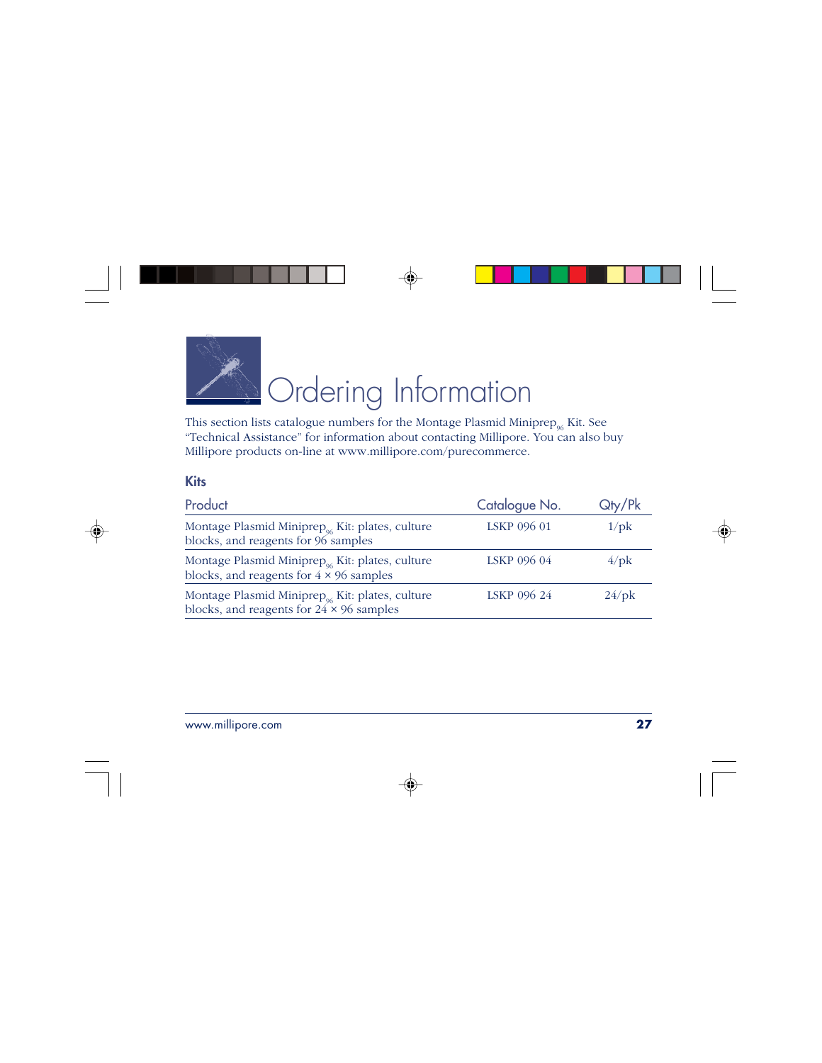# Ordering Information

This section lists catalogue numbers for the Montage Plasmid Miniprep$_{96}$ Kit. See "Technical Assistance" for information about contacting Millipore. You can also buy Millipore products on-line at www.millipore.com/purecommerce.

## Kits

| Product | Catalogue No. | Qty/Pk |
|---|---|---|
| Montage Plasmid Miniprep$_{96}$ Kit: plates, culture blocks, and reagents for 96 samples | LSKP 096 01 | 1/pk |
| Montage Plasmid Miniprep$_{96}$ Kit: plates, culture blocks, and reagents for 4 × 96 samples | LSKP 096 04 | 4/pk |
| Montage Plasmid Miniprep$_{96}$ Kit: plates, culture blocks, and reagents for 24 × 96 samples | LSKP 096 24 | 24/pk |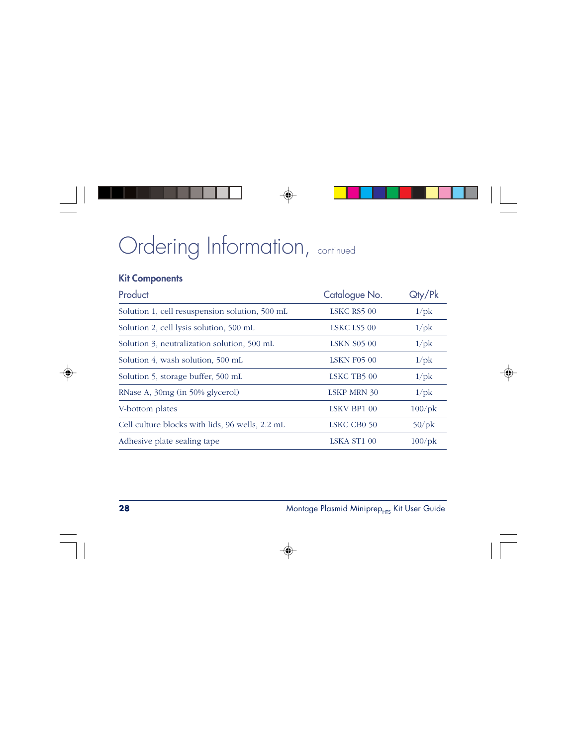# Ordering Information, continued

### Kit Components

| Product | Catalogue No. | Qty/Pk |
|---|---|---|
| Solution 1, cell resuspension solution, 500 mL | LSKC RS5 00 | 1/pk |
| Solution 2, cell lysis solution, 500 mL | LSKC LS5 00 | 1/pk |
| Solution 3, neutralization solution, 500 mL | LSKN S05 00 | 1/pk |
| Solution 4, wash solution, 500 mL | LSKN F05 00 | 1/pk |
| Solution 5, storage buffer, 500 mL | LSKC TB5 00 | 1/pk |
| RNase A, 30mg (in 50% glycerol) | LSKP MRN 30 | 1/pk |
| V-bottom plates | LSKV BP1 00 | 100/pk |
| Cell culture blocks with lids, 96 wells, 2.2 mL | LSKC CB0 50 | 50/pk |
| Adhesive plate sealing tape | LSKA ST1 00 | 100/pk |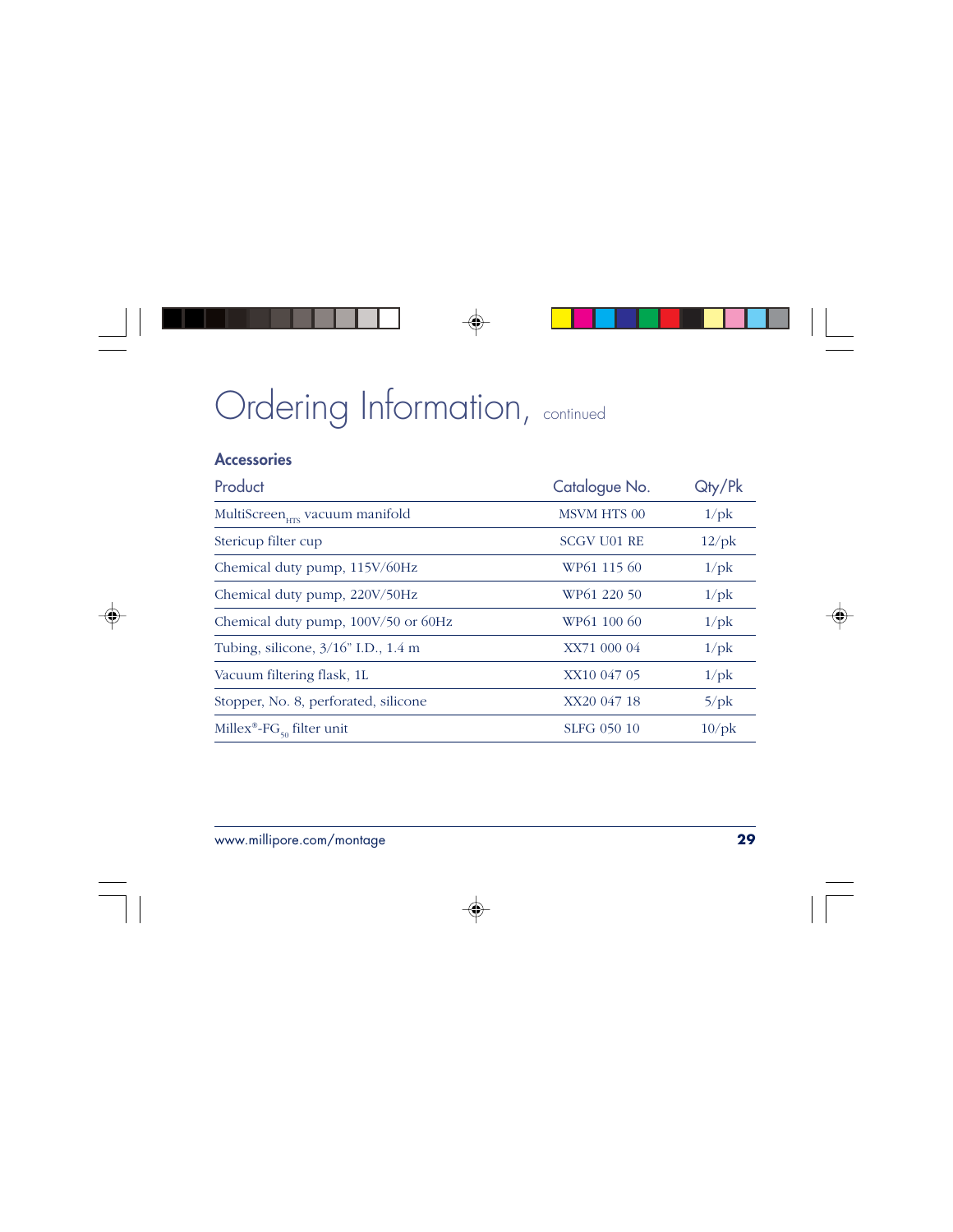# Ordering Information, continued

## Accessories

| Product | Catalogue No. | Qty/Pk |
|---|---|---|
| MultiScreen$_{HTS}$ vacuum manifold | MSVM HTS 00 | 1/pk |
| Stericup filter cup | SCGV U01 RE | 12/pk |
| Chemical duty pump, 115V/60Hz | WP61 115 60 | 1/pk |
| Chemical duty pump, 220V/50Hz | WP61 220 50 | 1/pk |
| Chemical duty pump, 100V/50 or 60Hz | WP61 100 60 | 1/pk |
| Tubing, silicone, 3/16" I.D., 1.4 m | XX71 000 04 | 1/pk |
| Vacuum filtering flask, 1L | XX10 047 05 | 1/pk |
| Stopper, No. 8, perforated, silicone | XX20 047 18 | 5/pk |
| Millex®-FG$_{50}$ filter unit | SLFG 050 10 | 10/pk |

www.millipore.com/montage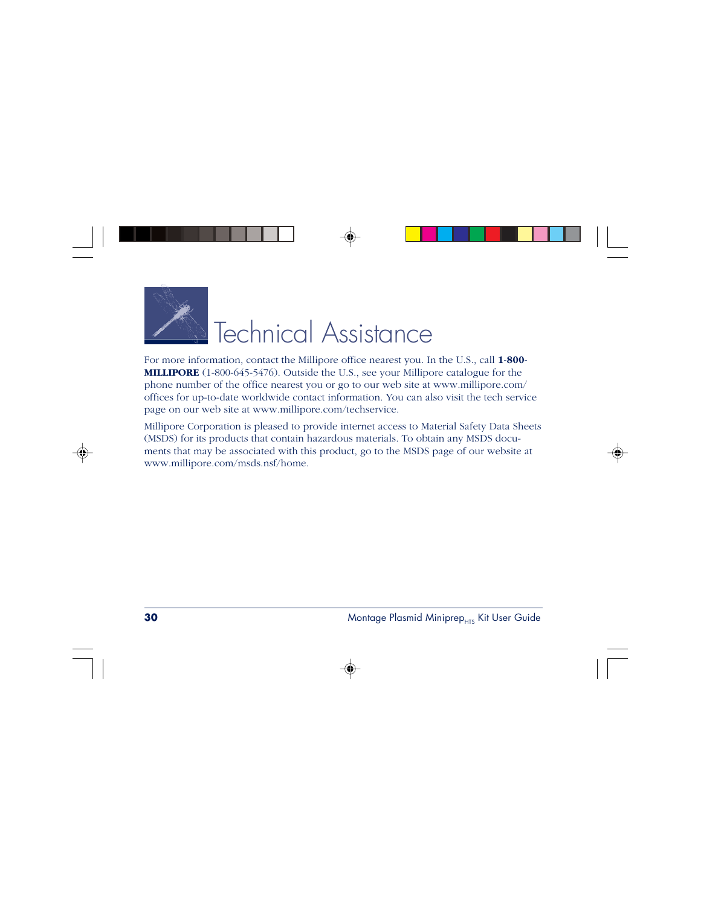# Technical Assistance

For more information, contact the Millipore office nearest you. In the U.S., call **1-800-MILLIPORE** (1-800-645-5476). Outside the U.S., see your Millipore catalogue for the phone number of the office nearest you or go to our web site at www.millipore.com/offices for up-to-date worldwide contact information. You can also visit the tech service page on our web site at www.millipore.com/techservice.

Millipore Corporation is pleased to provide internet access to Material Safety Data Sheets (MSDS) for its products that contain hazardous materials. To obtain any MSDS documents that may be associated with this product, go to the MSDS page of our website at www.millipore.com/msds.nsf/home.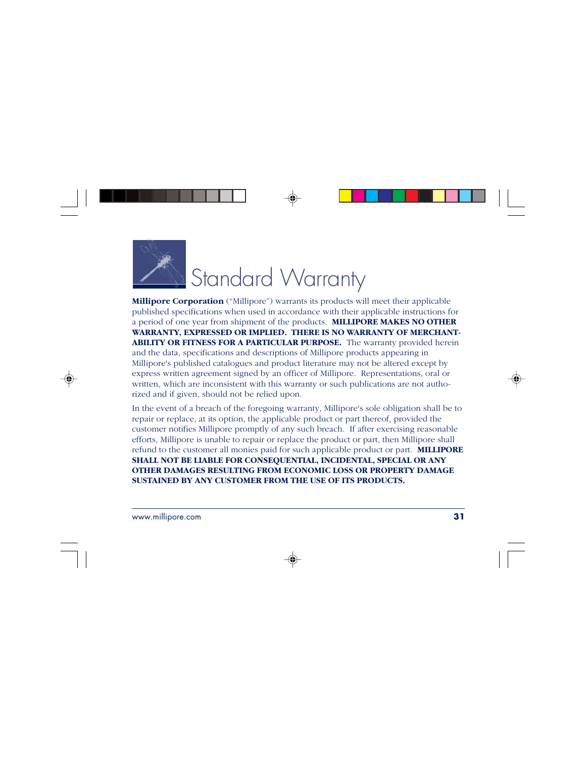# Standard Warranty

**Millipore Corporation** ("Millipore") warrants its products will meet their applicable published specifications when used in accordance with their applicable instructions for a period of one year from shipment of the products. **MILLIPORE MAKES NO OTHER WARRANTY, EXPRESSED OR IMPLIED. THERE IS NO WARRANTY OF MERCHANTABILITY OR FITNESS FOR A PARTICULAR PURPOSE.** The warranty provided herein and the data, specifications and descriptions of Millipore products appearing in Millipore's published catalogues and product literature may not be altered except by express written agreement signed by an officer of Millipore. Representations, oral or written, which are inconsistent with this warranty or such publications are not authorized and if given, should not be relied upon.

In the event of a breach of the foregoing warranty, Millipore's sole obligation shall be to repair or replace, at its option, the applicable product or part thereof, provided the customer notifies Millipore promptly of any such breach. If after exercising reasonable efforts, Millipore is unable to repair or replace the product or part, then Millipore shall refund to the customer all monies paid for such applicable product or part. **MILLIPORE SHALL NOT BE LIABLE FOR CONSEQUENTIAL, INCIDENTAL, SPECIAL OR ANY OTHER DAMAGES RESULTING FROM ECONOMIC LOSS OR PROPERTY DAMAGE SUSTAINED BY ANY CUSTOMER FROM THE USE OF ITS PRODUCTS.**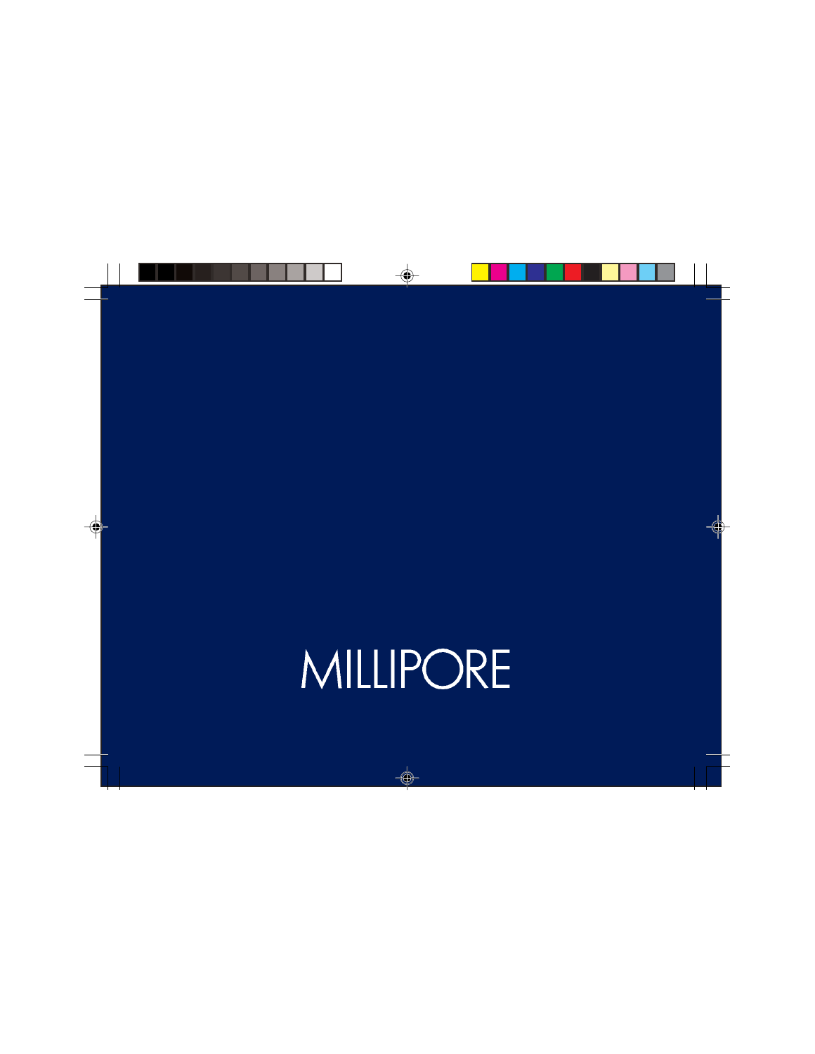MILLIPORE